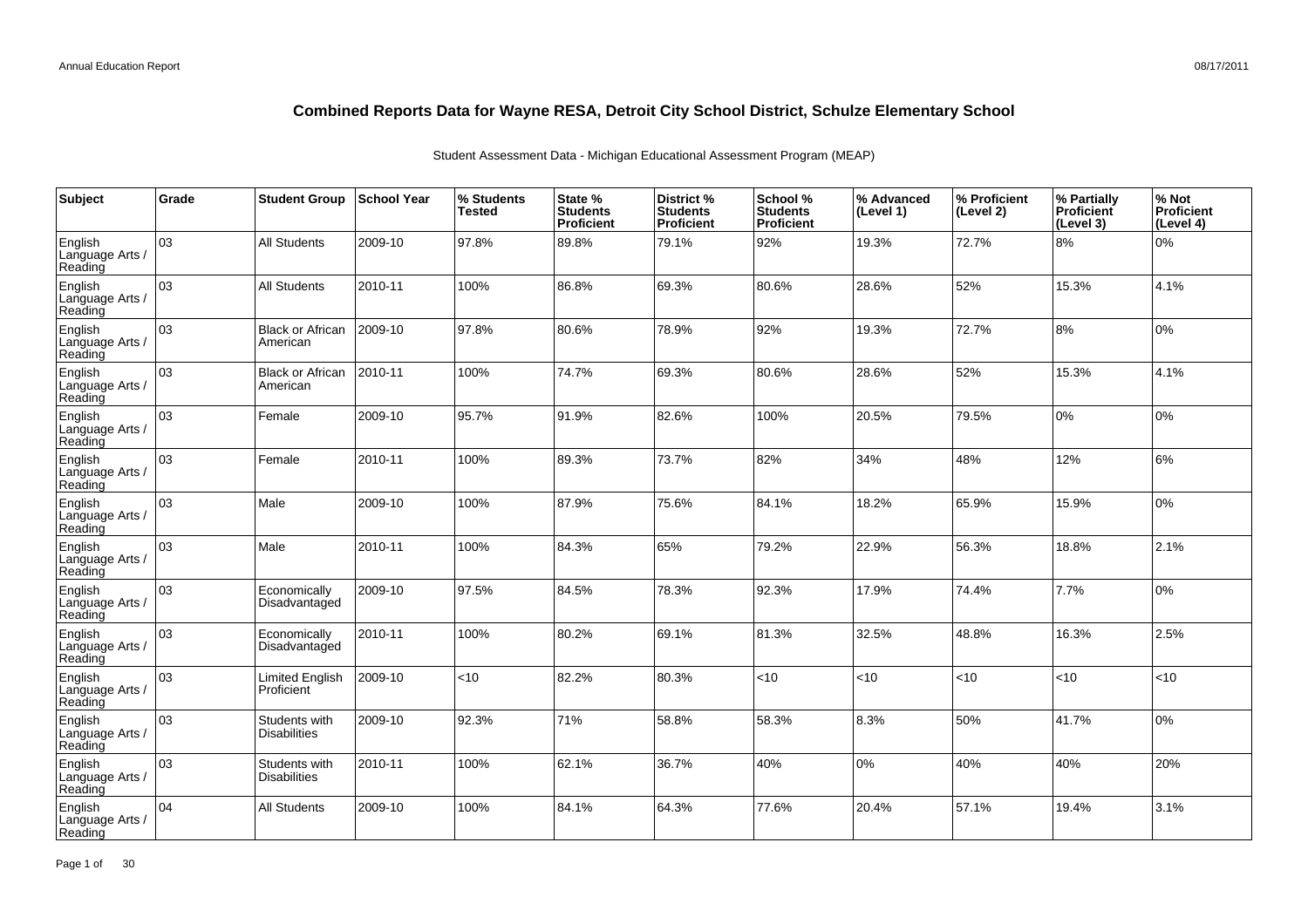# Combined Reports Data for Wayne RESA, Detroit City School District, Schulze Elementary School

Student Assessment Data - Michigan Educational Assessment Program (MEAP)

| Subject | Grade | Student Group | School Year | % Students Tested | State % Students Proficient | District % Students Proficient | School % Students Proficient | % Advanced (Level 1) | % Proficient (Level 2) | % Partially Proficient (Level 3) | % Not Proficient (Level 4) |
|---|---|---|---|---|---|---|---|---|---|---|---|
| English Language Arts / Reading | 03 | All Students | 2009-10 | 97.8% | 89.8% | 79.1% | 92% | 19.3% | 72.7% | 8% | 0% |
| English Language Arts / Reading | 03 | All Students | 2010-11 | 100% | 86.8% | 69.3% | 80.6% | 28.6% | 52% | 15.3% | 4.1% |
| English Language Arts / Reading | 03 | Black or African American | 2009-10 | 97.8% | 80.6% | 78.9% | 92% | 19.3% | 72.7% | 8% | 0% |
| English Language Arts / Reading | 03 | Black or African American | 2010-11 | 100% | 74.7% | 69.3% | 80.6% | 28.6% | 52% | 15.3% | 4.1% |
| English Language Arts / Reading | 03 | Female | 2009-10 | 95.7% | 91.9% | 82.6% | 100% | 20.5% | 79.5% | 0% | 0% |
| English Language Arts / Reading | 03 | Female | 2010-11 | 100% | 89.3% | 73.7% | 82% | 34% | 48% | 12% | 6% |
| English Language Arts / Reading | 03 | Male | 2009-10 | 100% | 87.9% | 75.6% | 84.1% | 18.2% | 65.9% | 15.9% | 0% |
| English Language Arts / Reading | 03 | Male | 2010-11 | 100% | 84.3% | 65% | 79.2% | 22.9% | 56.3% | 18.8% | 2.1% |
| English Language Arts / Reading | 03 | Economically Disadvantaged | 2009-10 | 97.5% | 84.5% | 78.3% | 92.3% | 17.9% | 74.4% | 7.7% | 0% |
| English Language Arts / Reading | 03 | Economically Disadvantaged | 2010-11 | 100% | 80.2% | 69.1% | 81.3% | 32.5% | 48.8% | 16.3% | 2.5% |
| English Language Arts / Reading | 03 | Limited English Proficient | 2009-10 | <10 | 82.2% | 80.3% | <10 | <10 | <10 | <10 | <10 |
| English Language Arts / Reading | 03 | Students with Disabilities | 2009-10 | 92.3% | 71% | 58.8% | 58.3% | 8.3% | 50% | 41.7% | 0% |
| English Language Arts / Reading | 03 | Students with Disabilities | 2010-11 | 100% | 62.1% | 36.7% | 40% | 0% | 40% | 40% | 20% |
| English Language Arts / Reading | 04 | All Students | 2009-10 | 100% | 84.1% | 64.3% | 77.6% | 20.4% | 57.1% | 19.4% | 3.1% |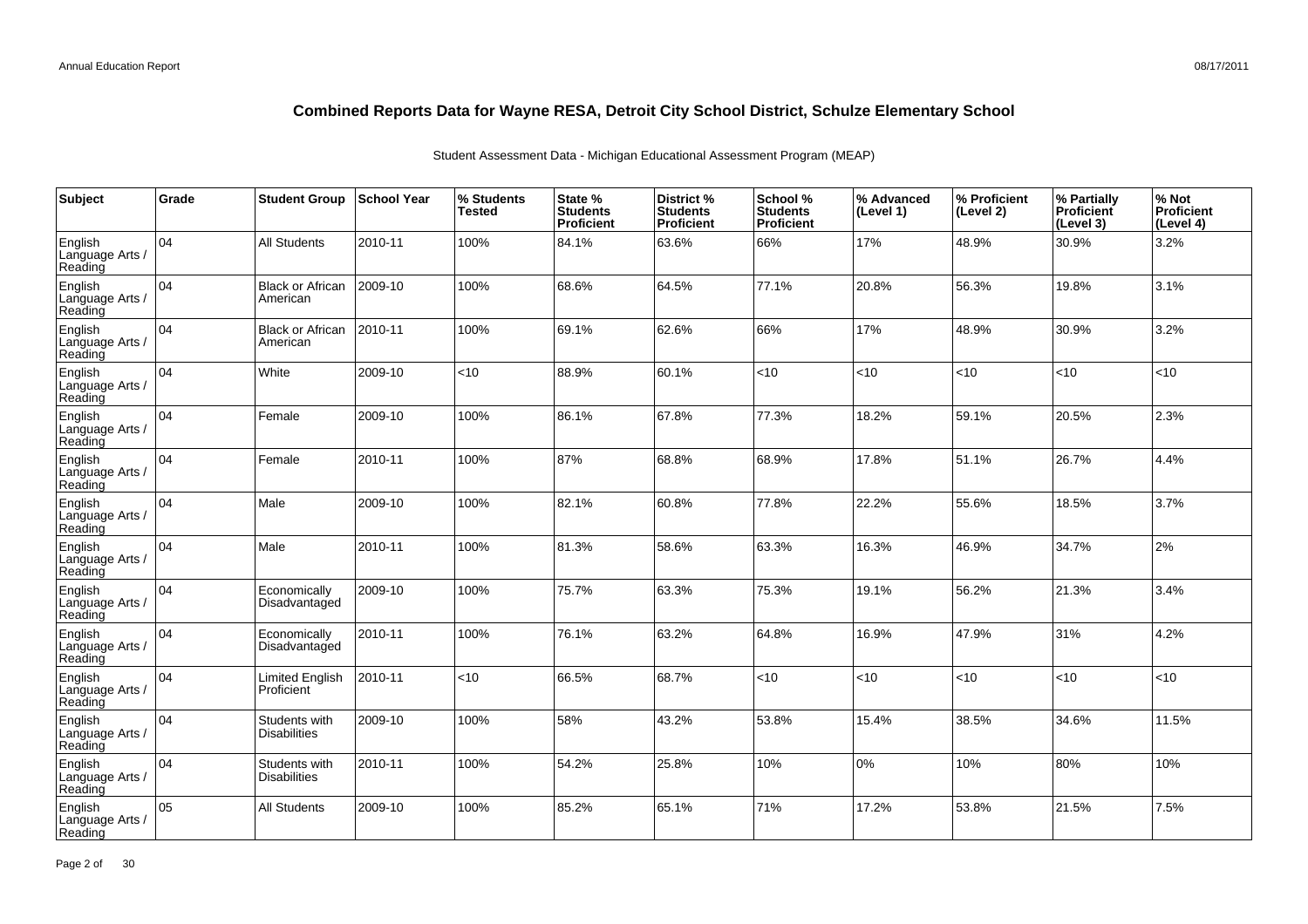# Combined Reports Data for Wayne RESA, Detroit City School District, Schulze Elementary School

Student Assessment Data - Michigan Educational Assessment Program (MEAP)

| Subject | Grade | Student Group | School Year | % Students Tested | State % Students Proficient | District % Students Proficient | School % Students Proficient | % Advanced (Level 1) | % Proficient (Level 2) | % Partially Proficient (Level 3) | % Not Proficient (Level 4) |
|---|---|---|---|---|---|---|---|---|---|---|---|
| English Language Arts / Reading | 04 | All Students | 2010-11 | 100% | 84.1% | 63.6% | 66% | 17% | 48.9% | 30.9% | 3.2% |
| English Language Arts / Reading | 04 | Black or African American | 2009-10 | 100% | 68.6% | 64.5% | 77.1% | 20.8% | 56.3% | 19.8% | 3.1% |
| English Language Arts / Reading | 04 | Black or African American | 2010-11 | 100% | 69.1% | 62.6% | 66% | 17% | 48.9% | 30.9% | 3.2% |
| English Language Arts / Reading | 04 | White | 2009-10 | <10 | 88.9% | 60.1% | <10 | <10 | <10 | <10 | <10 |
| English Language Arts / Reading | 04 | Female | 2009-10 | 100% | 86.1% | 67.8% | 77.3% | 18.2% | 59.1% | 20.5% | 2.3% |
| English Language Arts / Reading | 04 | Female | 2010-11 | 100% | 87% | 68.8% | 68.9% | 17.8% | 51.1% | 26.7% | 4.4% |
| English Language Arts / Reading | 04 | Male | 2009-10 | 100% | 82.1% | 60.8% | 77.8% | 22.2% | 55.6% | 18.5% | 3.7% |
| English Language Arts / Reading | 04 | Male | 2010-11 | 100% | 81.3% | 58.6% | 63.3% | 16.3% | 46.9% | 34.7% | 2% |
| English Language Arts / Reading | 04 | Economically Disadvantaged | 2009-10 | 100% | 75.7% | 63.3% | 75.3% | 19.1% | 56.2% | 21.3% | 3.4% |
| English Language Arts / Reading | 04 | Economically Disadvantaged | 2010-11 | 100% | 76.1% | 63.2% | 64.8% | 16.9% | 47.9% | 31% | 4.2% |
| English Language Arts / Reading | 04 | Limited English Proficient | 2010-11 | <10 | 66.5% | 68.7% | <10 | <10 | <10 | <10 | <10 |
| English Language Arts / Reading | 04 | Students with Disabilities | 2009-10 | 100% | 58% | 43.2% | 53.8% | 15.4% | 38.5% | 34.6% | 11.5% |
| English Language Arts / Reading | 04 | Students with Disabilities | 2010-11 | 100% | 54.2% | 25.8% | 10% | 0% | 10% | 80% | 10% |
| English Language Arts / Reading | 05 | All Students | 2009-10 | 100% | 85.2% | 65.1% | 71% | 17.2% | 53.8% | 21.5% | 7.5% |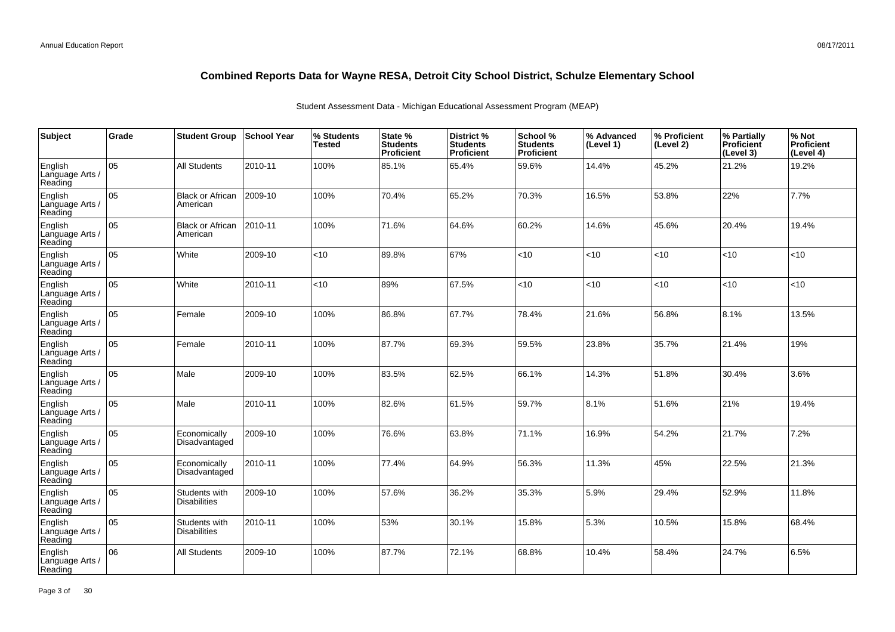# Combined Reports Data for Wayne RESA, Detroit City School District, Schulze Elementary School

Student Assessment Data - Michigan Educational Assessment Program (MEAP)

| Subject | Grade | Student Group | School Year | % Students Tested | State % Students Proficient | District % Students Proficient | School % Students Proficient | % Advanced (Level 1) | % Proficient (Level 2) | % Partially Proficient (Level 3) | % Not Proficient (Level 4) |
|---|---|---|---|---|---|---|---|---|---|---|---|
| English Language Arts / Reading | 05 | All Students | 2010-11 | 100% | 85.1% | 65.4% | 59.6% | 14.4% | 45.2% | 21.2% | 19.2% |
| English Language Arts / Reading | 05 | Black or African American | 2009-10 | 100% | 70.4% | 65.2% | 70.3% | 16.5% | 53.8% | 22% | 7.7% |
| English Language Arts / Reading | 05 | Black or African American | 2010-11 | 100% | 71.6% | 64.6% | 60.2% | 14.6% | 45.6% | 20.4% | 19.4% |
| English Language Arts / Reading | 05 | White | 2009-10 | <10 | 89.8% | 67% | <10 | <10 | <10 | <10 | <10 |
| English Language Arts / Reading | 05 | White | 2010-11 | <10 | 89% | 67.5% | <10 | <10 | <10 | <10 | <10 |
| English Language Arts / Reading | 05 | Female | 2009-10 | 100% | 86.8% | 67.7% | 78.4% | 21.6% | 56.8% | 8.1% | 13.5% |
| English Language Arts / Reading | 05 | Female | 2010-11 | 100% | 87.7% | 69.3% | 59.5% | 23.8% | 35.7% | 21.4% | 19% |
| English Language Arts / Reading | 05 | Male | 2009-10 | 100% | 83.5% | 62.5% | 66.1% | 14.3% | 51.8% | 30.4% | 3.6% |
| English Language Arts / Reading | 05 | Male | 2010-11 | 100% | 82.6% | 61.5% | 59.7% | 8.1% | 51.6% | 21% | 19.4% |
| English Language Arts / Reading | 05 | Economically Disadvantaged | 2009-10 | 100% | 76.6% | 63.8% | 71.1% | 16.9% | 54.2% | 21.7% | 7.2% |
| English Language Arts / Reading | 05 | Economically Disadvantaged | 2010-11 | 100% | 77.4% | 64.9% | 56.3% | 11.3% | 45% | 22.5% | 21.3% |
| English Language Arts / Reading | 05 | Students with Disabilities | 2009-10 | 100% | 57.6% | 36.2% | 35.3% | 5.9% | 29.4% | 52.9% | 11.8% |
| English Language Arts / Reading | 05 | Students with Disabilities | 2010-11 | 100% | 53% | 30.1% | 15.8% | 5.3% | 10.5% | 15.8% | 68.4% |
| English Language Arts / Reading | 06 | All Students | 2009-10 | 100% | 87.7% | 72.1% | 68.8% | 10.4% | 58.4% | 24.7% | 6.5% |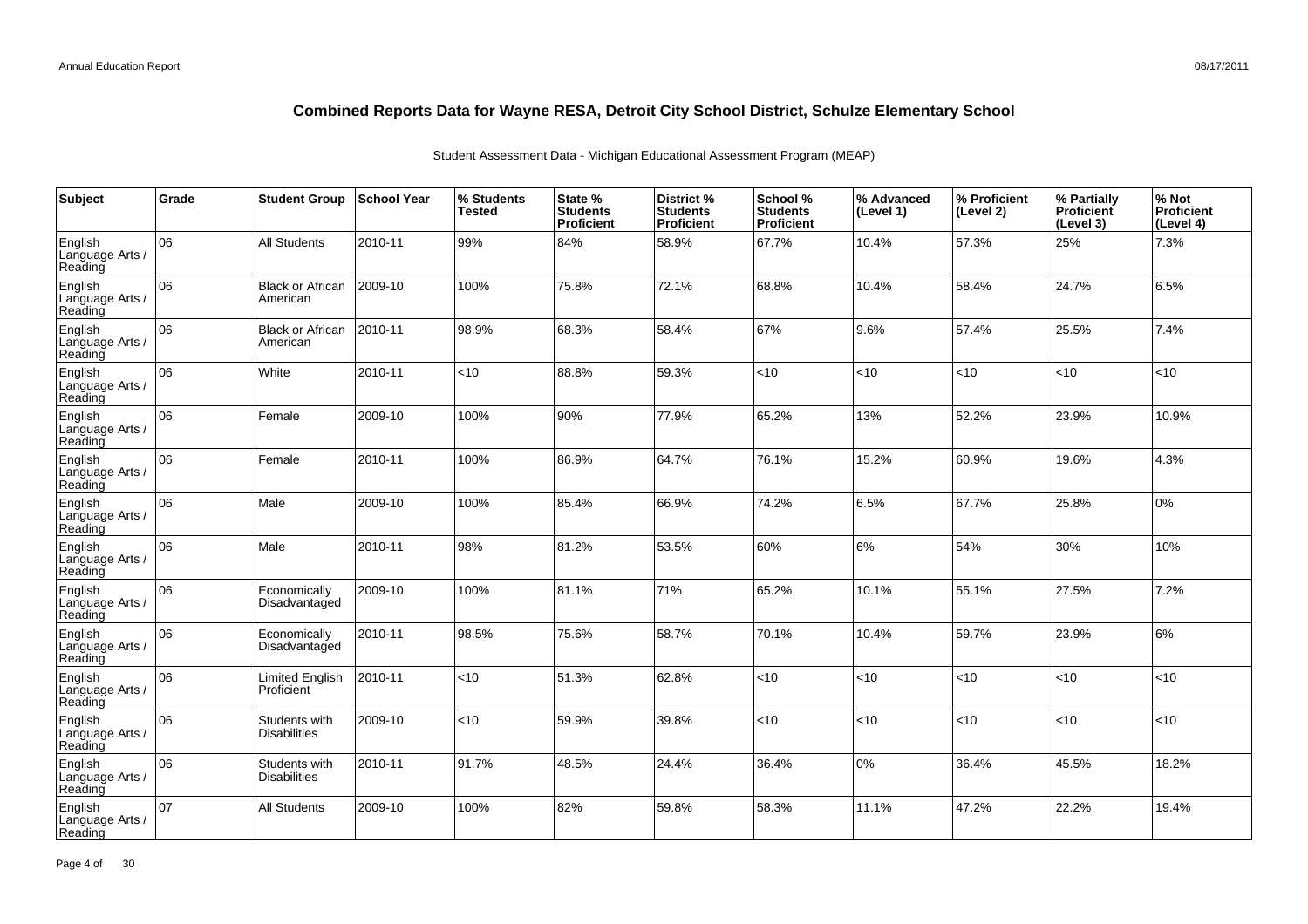# Combined Reports Data for Wayne RESA, Detroit City School District, Schulze Elementary School

Student Assessment Data - Michigan Educational Assessment Program (MEAP)

| Subject | Grade | Student Group | School Year | % Students Tested | State % Students Proficient | District % Students Proficient | School % Students Proficient | % Advanced (Level 1) | % Proficient (Level 2) | % Partially Proficient (Level 3) | % Not Proficient (Level 4) |
|---|---|---|---|---|---|---|---|---|---|---|---|
| English Language Arts / Reading | 06 | All Students | 2010-11 | 99% | 84% | 58.9% | 67.7% | 10.4% | 57.3% | 25% | 7.3% |
| English Language Arts / Reading | 06 | Black or African American | 2009-10 | 100% | 75.8% | 72.1% | 68.8% | 10.4% | 58.4% | 24.7% | 6.5% |
| English Language Arts / Reading | 06 | Black or African American | 2010-11 | 98.9% | 68.3% | 58.4% | 67% | 9.6% | 57.4% | 25.5% | 7.4% |
| English Language Arts / Reading | 06 | White | 2010-11 | <10 | 88.8% | 59.3% | <10 | <10 | <10 | <10 | <10 |
| English Language Arts / Reading | 06 | Female | 2009-10 | 100% | 90% | 77.9% | 65.2% | 13% | 52.2% | 23.9% | 10.9% |
| English Language Arts / Reading | 06 | Female | 2010-11 | 100% | 86.9% | 64.7% | 76.1% | 15.2% | 60.9% | 19.6% | 4.3% |
| English Language Arts / Reading | 06 | Male | 2009-10 | 100% | 85.4% | 66.9% | 74.2% | 6.5% | 67.7% | 25.8% | 0% |
| English Language Arts / Reading | 06 | Male | 2010-11 | 98% | 81.2% | 53.5% | 60% | 6% | 54% | 30% | 10% |
| English Language Arts / Reading | 06 | Economically Disadvantaged | 2009-10 | 100% | 81.1% | 71% | 65.2% | 10.1% | 55.1% | 27.5% | 7.2% |
| English Language Arts / Reading | 06 | Economically Disadvantaged | 2010-11 | 98.5% | 75.6% | 58.7% | 70.1% | 10.4% | 59.7% | 23.9% | 6% |
| English Language Arts / Reading | 06 | Limited English Proficient | 2010-11 | <10 | 51.3% | 62.8% | <10 | <10 | <10 | <10 | <10 |
| English Language Arts / Reading | 06 | Students with Disabilities | 2009-10 | <10 | 59.9% | 39.8% | <10 | <10 | <10 | <10 | <10 |
| English Language Arts / Reading | 06 | Students with Disabilities | 2010-11 | 91.7% | 48.5% | 24.4% | 36.4% | 0% | 36.4% | 45.5% | 18.2% |
| English Language Arts / Reading | 07 | All Students | 2009-10 | 100% | 82% | 59.8% | 58.3% | 11.1% | 47.2% | 22.2% | 19.4% |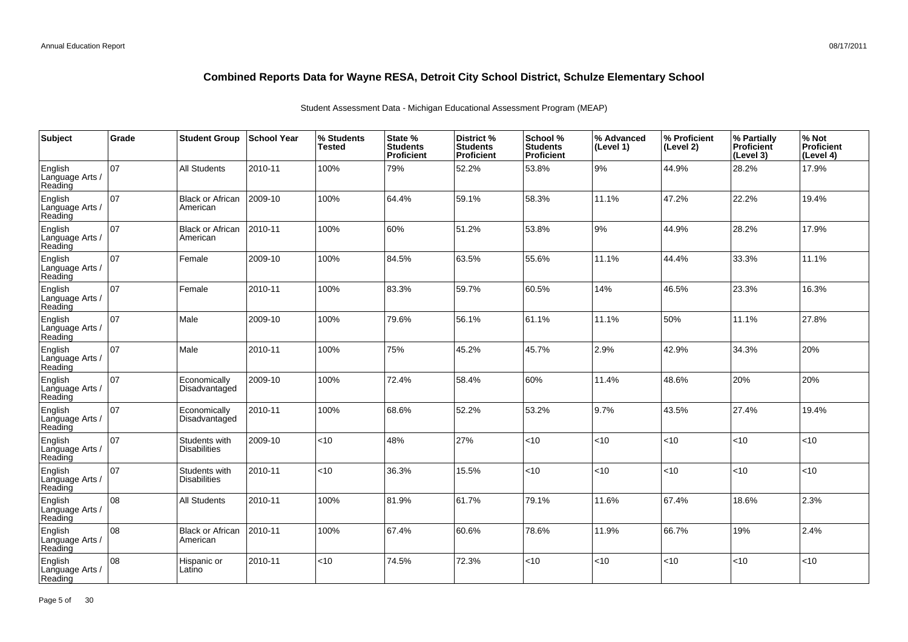# Combined Reports Data for Wayne RESA, Detroit City School District, Schulze Elementary School

Student Assessment Data - Michigan Educational Assessment Program (MEAP)

| Subject | Grade | Student Group | School Year | % Students Tested | State % Students Proficient | District % Students Proficient | School % Students Proficient | % Advanced (Level 1) | % Proficient (Level 2) | % Partially Proficient (Level 3) | % Not Proficient (Level 4) |
|---|---|---|---|---|---|---|---|---|---|---|---|
| English Language Arts / Reading | 07 | All Students | 2010-11 | 100% | 79% | 52.2% | 53.8% | 9% | 44.9% | 28.2% | 17.9% |
| English Language Arts / Reading | 07 | Black or African American | 2009-10 | 100% | 64.4% | 59.1% | 58.3% | 11.1% | 47.2% | 22.2% | 19.4% |
| English Language Arts / Reading | 07 | Black or African American | 2010-11 | 100% | 60% | 51.2% | 53.8% | 9% | 44.9% | 28.2% | 17.9% |
| English Language Arts / Reading | 07 | Female | 2009-10 | 100% | 84.5% | 63.5% | 55.6% | 11.1% | 44.4% | 33.3% | 11.1% |
| English Language Arts / Reading | 07 | Female | 2010-11 | 100% | 83.3% | 59.7% | 60.5% | 14% | 46.5% | 23.3% | 16.3% |
| English Language Arts / Reading | 07 | Male | 2009-10 | 100% | 79.6% | 56.1% | 61.1% | 11.1% | 50% | 11.1% | 27.8% |
| English Language Arts / Reading | 07 | Male | 2010-11 | 100% | 75% | 45.2% | 45.7% | 2.9% | 42.9% | 34.3% | 20% |
| English Language Arts / Reading | 07 | Economically Disadvantaged | 2009-10 | 100% | 72.4% | 58.4% | 60% | 11.4% | 48.6% | 20% | 20% |
| English Language Arts / Reading | 07 | Economically Disadvantaged | 2010-11 | 100% | 68.6% | 52.2% | 53.2% | 9.7% | 43.5% | 27.4% | 19.4% |
| English Language Arts / Reading | 07 | Students with Disabilities | 2009-10 | <10 | 48% | 27% | <10 | <10 | <10 | <10 | <10 |
| English Language Arts / Reading | 07 | Students with Disabilities | 2010-11 | <10 | 36.3% | 15.5% | <10 | <10 | <10 | <10 | <10 |
| English Language Arts / Reading | 08 | All Students | 2010-11 | 100% | 81.9% | 61.7% | 79.1% | 11.6% | 67.4% | 18.6% | 2.3% |
| English Language Arts / Reading | 08 | Black or African American | 2010-11 | 100% | 67.4% | 60.6% | 78.6% | 11.9% | 66.7% | 19% | 2.4% |
| English Language Arts / Reading | 08 | Hispanic or Latino | 2010-11 | <10 | 74.5% | 72.3% | <10 | <10 | <10 | <10 | <10 |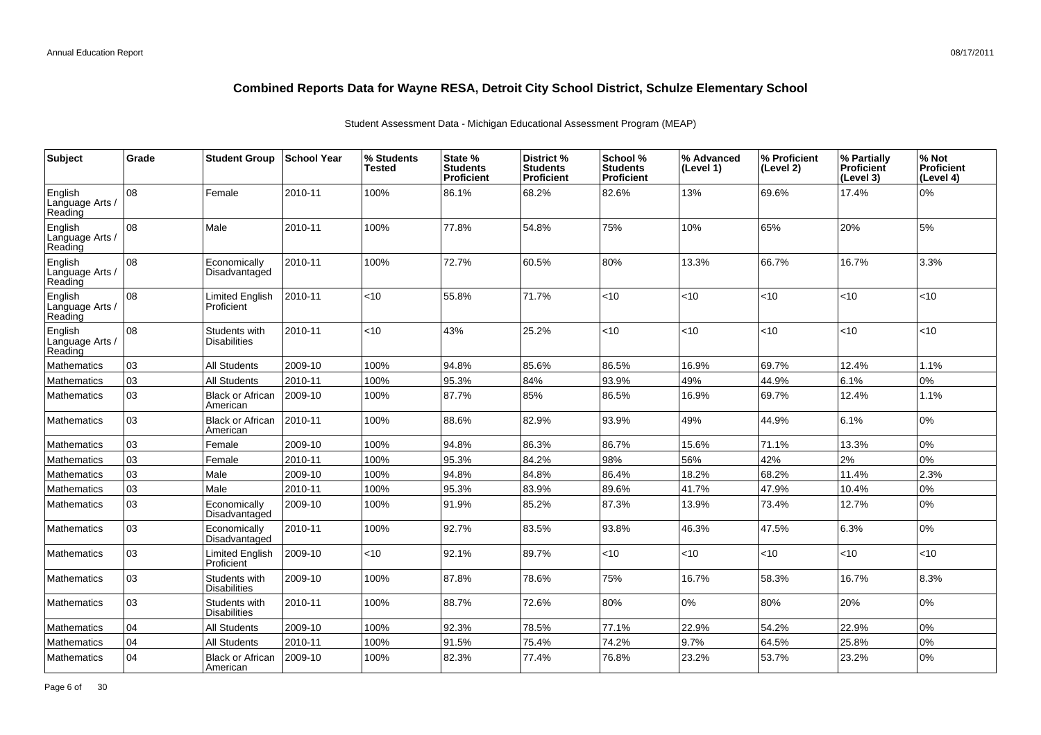# Combined Reports Data for Wayne RESA, Detroit City School District, Schulze Elementary School

Student Assessment Data - Michigan Educational Assessment Program (MEAP)

| Subject | Grade | Student Group | School Year | % Students Tested | State % Students Proficient | District % Students Proficient | School % Students Proficient | % Advanced (Level 1) | % Proficient (Level 2) | % Partially Proficient (Level 3) | % Not Proficient (Level 4) |
|---|---|---|---|---|---|---|---|---|---|---|---|
| English Language Arts / Reading | 08 | Female | 2010-11 | 100% | 86.1% | 68.2% | 82.6% | 13% | 69.6% | 17.4% | 0% |
| English Language Arts / Reading | 08 | Male | 2010-11 | 100% | 77.8% | 54.8% | 75% | 10% | 65% | 20% | 5% |
| English Language Arts / Reading | 08 | Economically Disadvantaged | 2010-11 | 100% | 72.7% | 60.5% | 80% | 13.3% | 66.7% | 16.7% | 3.3% |
| English Language Arts / Reading | 08 | Limited English Proficient | 2010-11 | <10 | 55.8% | 71.7% | <10 | <10 | <10 | <10 | <10 |
| English Language Arts / Reading | 08 | Students with Disabilities | 2010-11 | <10 | 43% | 25.2% | <10 | <10 | <10 | <10 | <10 |
| Mathematics | 03 | All Students | 2009-10 | 100% | 94.8% | 85.6% | 86.5% | 16.9% | 69.7% | 12.4% | 1.1% |
| Mathematics | 03 | All Students | 2010-11 | 100% | 95.3% | 84% | 93.9% | 49% | 44.9% | 6.1% | 0% |
| Mathematics | 03 | Black or African American | 2009-10 | 100% | 87.7% | 85% | 86.5% | 16.9% | 69.7% | 12.4% | 1.1% |
| Mathematics | 03 | Black or African American | 2010-11 | 100% | 88.6% | 82.9% | 93.9% | 49% | 44.9% | 6.1% | 0% |
| Mathematics | 03 | Female | 2009-10 | 100% | 94.8% | 86.3% | 86.7% | 15.6% | 71.1% | 13.3% | 0% |
| Mathematics | 03 | Female | 2010-11 | 100% | 95.3% | 84.2% | 98% | 56% | 42% | 2% | 0% |
| Mathematics | 03 | Male | 2009-10 | 100% | 94.8% | 84.8% | 86.4% | 18.2% | 68.2% | 11.4% | 2.3% |
| Mathematics | 03 | Male | 2010-11 | 100% | 95.3% | 83.9% | 89.6% | 41.7% | 47.9% | 10.4% | 0% |
| Mathematics | 03 | Economically Disadvantaged | 2009-10 | 100% | 91.9% | 85.2% | 87.3% | 13.9% | 73.4% | 12.7% | 0% |
| Mathematics | 03 | Economically Disadvantaged | 2010-11 | 100% | 92.7% | 83.5% | 93.8% | 46.3% | 47.5% | 6.3% | 0% |
| Mathematics | 03 | Limited English Proficient | 2009-10 | <10 | 92.1% | 89.7% | <10 | <10 | <10 | <10 | <10 |
| Mathematics | 03 | Students with Disabilities | 2009-10 | 100% | 87.8% | 78.6% | 75% | 16.7% | 58.3% | 16.7% | 8.3% |
| Mathematics | 03 | Students with Disabilities | 2010-11 | 100% | 88.7% | 72.6% | 80% | 0% | 80% | 20% | 0% |
| Mathematics | 04 | All Students | 2009-10 | 100% | 92.3% | 78.5% | 77.1% | 22.9% | 54.2% | 22.9% | 0% |
| Mathematics | 04 | All Students | 2010-11 | 100% | 91.5% | 75.4% | 74.2% | 9.7% | 64.5% | 25.8% | 0% |
| Mathematics | 04 | Black or African American | 2009-10 | 100% | 82.3% | 77.4% | 76.8% | 23.2% | 53.7% | 23.2% | 0% |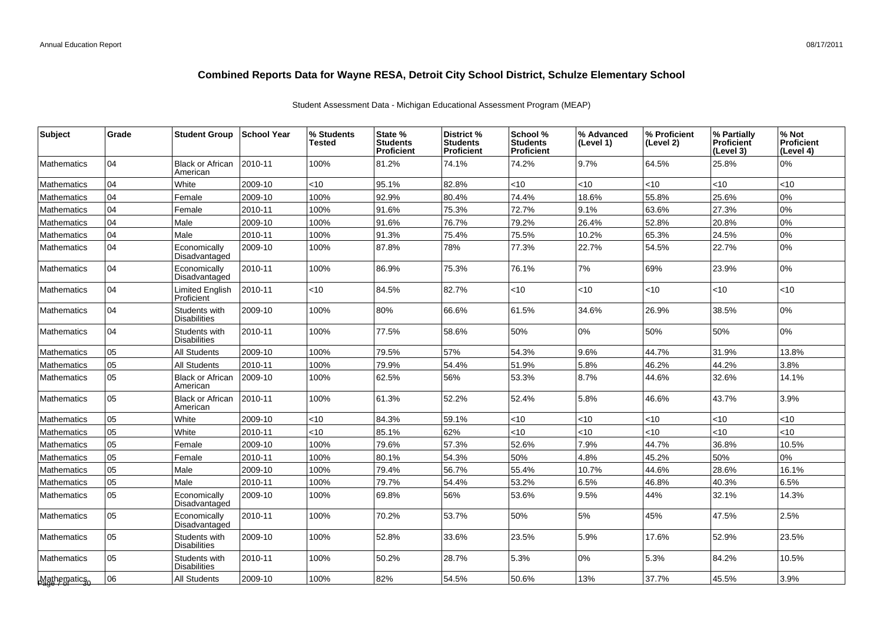# Combined Reports Data for Wayne RESA, Detroit City School District, Schulze Elementary School

Student Assessment Data - Michigan Educational Assessment Program (MEAP)

| Subject | Grade | Student Group | School Year | % Students Tested | State % Students Proficient | District % Students Proficient | School % Students Proficient | % Advanced (Level 1) | % Proficient (Level 2) | % Partially Proficient (Level 3) | % Not Proficient (Level 4) |
|---|---|---|---|---|---|---|---|---|---|---|---|
| Mathematics | 04 | Black or African American | 2010-11 | 100% | 81.2% | 74.1% | 74.2% | 9.7% | 64.5% | 25.8% | 0% |
| Mathematics | 04 | White | 2009-10 | <10 | 95.1% | 82.8% | <10 | <10 | <10 | <10 | <10 |
| Mathematics | 04 | Female | 2009-10 | 100% | 92.9% | 80.4% | 74.4% | 18.6% | 55.8% | 25.6% | 0% |
| Mathematics | 04 | Female | 2010-11 | 100% | 91.6% | 75.3% | 72.7% | 9.1% | 63.6% | 27.3% | 0% |
| Mathematics | 04 | Male | 2009-10 | 100% | 91.6% | 76.7% | 79.2% | 26.4% | 52.8% | 20.8% | 0% |
| Mathematics | 04 | Male | 2010-11 | 100% | 91.3% | 75.4% | 75.5% | 10.2% | 65.3% | 24.5% | 0% |
| Mathematics | 04 | Economically Disadvantaged | 2009-10 | 100% | 87.8% | 78% | 77.3% | 22.7% | 54.5% | 22.7% | 0% |
| Mathematics | 04 | Economically Disadvantaged | 2010-11 | 100% | 86.9% | 75.3% | 76.1% | 7% | 69% | 23.9% | 0% |
| Mathematics | 04 | Limited English Proficient | 2010-11 | <10 | 84.5% | 82.7% | <10 | <10 | <10 | <10 | <10 |
| Mathematics | 04 | Students with Disabilities | 2009-10 | 100% | 80% | 66.6% | 61.5% | 34.6% | 26.9% | 38.5% | 0% |
| Mathematics | 04 | Students with Disabilities | 2010-11 | 100% | 77.5% | 58.6% | 50% | 0% | 50% | 50% | 0% |
| Mathematics | 05 | All Students | 2009-10 | 100% | 79.5% | 57% | 54.3% | 9.6% | 44.7% | 31.9% | 13.8% |
| Mathematics | 05 | All Students | 2010-11 | 100% | 79.9% | 54.4% | 51.9% | 5.8% | 46.2% | 44.2% | 3.8% |
| Mathematics | 05 | Black or African American | 2009-10 | 100% | 62.5% | 56% | 53.3% | 8.7% | 44.6% | 32.6% | 14.1% |
| Mathematics | 05 | Black or African American | 2010-11 | 100% | 61.3% | 52.2% | 52.4% | 5.8% | 46.6% | 43.7% | 3.9% |
| Mathematics | 05 | White | 2009-10 | <10 | 84.3% | 59.1% | <10 | <10 | <10 | <10 | <10 |
| Mathematics | 05 | White | 2010-11 | <10 | 85.1% | 62% | <10 | <10 | <10 | <10 | <10 |
| Mathematics | 05 | Female | 2009-10 | 100% | 79.6% | 57.3% | 52.6% | 7.9% | 44.7% | 36.8% | 10.5% |
| Mathematics | 05 | Female | 2010-11 | 100% | 80.1% | 54.3% | 50% | 4.8% | 45.2% | 50% | 0% |
| Mathematics | 05 | Male | 2009-10 | 100% | 79.4% | 56.7% | 55.4% | 10.7% | 44.6% | 28.6% | 16.1% |
| Mathematics | 05 | Male | 2010-11 | 100% | 79.7% | 54.4% | 53.2% | 6.5% | 46.8% | 40.3% | 6.5% |
| Mathematics | 05 | Economically Disadvantaged | 2009-10 | 100% | 69.8% | 56% | 53.6% | 9.5% | 44% | 32.1% | 14.3% |
| Mathematics | 05 | Economically Disadvantaged | 2010-11 | 100% | 70.2% | 53.7% | 50% | 5% | 45% | 47.5% | 2.5% |
| Mathematics | 05 | Students with Disabilities | 2009-10 | 100% | 52.8% | 33.6% | 23.5% | 5.9% | 17.6% | 52.9% | 23.5% |
| Mathematics | 05 | Students with Disabilities | 2010-11 | 100% | 50.2% | 28.7% | 5.3% | 0% | 5.3% | 84.2% | 10.5% |
| Mathematics | 06 | All Students | 2009-10 | 100% | 82% | 54.5% | 50.6% | 13% | 37.7% | 45.5% | 3.9% |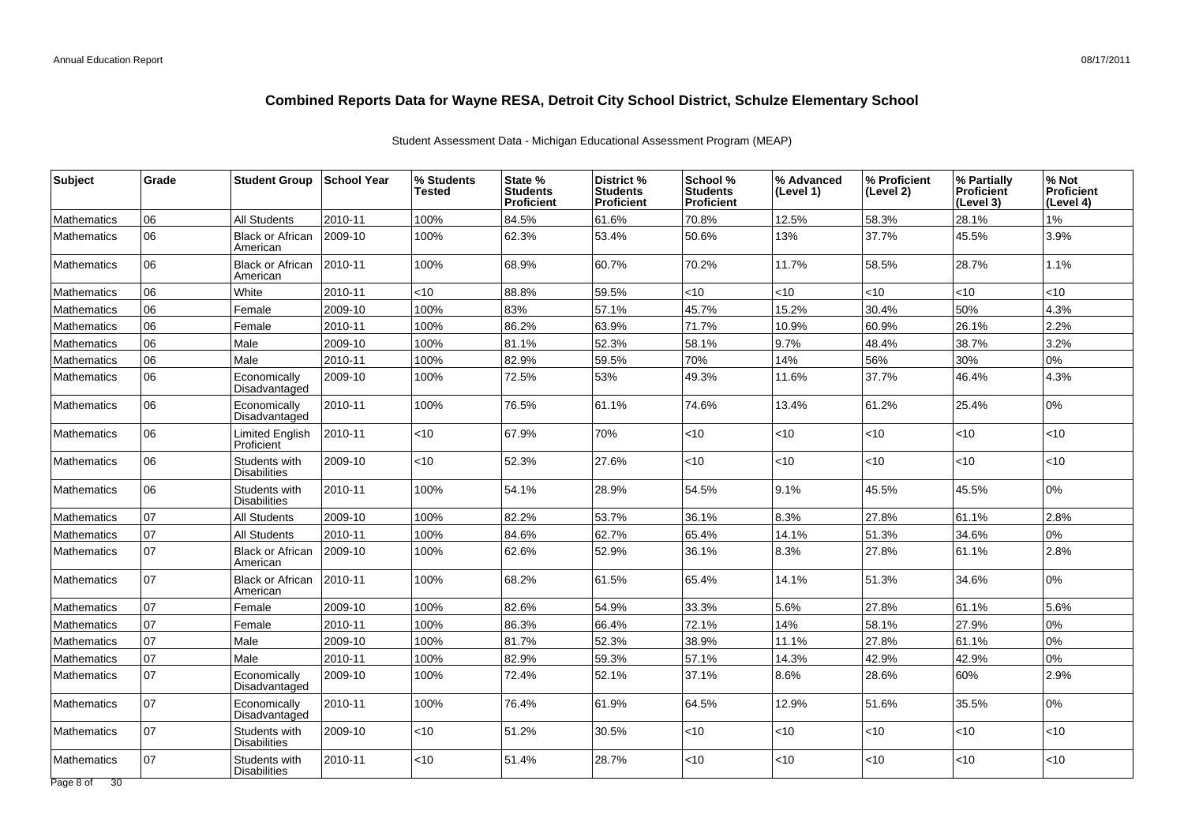# Combined Reports Data for Wayne RESA, Detroit City School District, Schulze Elementary School

Student Assessment Data - Michigan Educational Assessment Program (MEAP)

| Subject | Grade | Student Group | School Year | % Students Tested | State % Students Proficient | District % Students Proficient | School % Students Proficient | % Advanced (Level 1) | % Proficient (Level 2) | % Partially Proficient (Level 3) | % Not Proficient (Level 4) |
|---|---|---|---|---|---|---|---|---|---|---|---|
| Mathematics | 06 | All Students | 2010-11 | 100% | 84.5% | 61.6% | 70.8% | 12.5% | 58.3% | 28.1% | 1% |
| Mathematics | 06 | Black or African American | 2009-10 | 100% | 62.3% | 53.4% | 50.6% | 13% | 37.7% | 45.5% | 3.9% |
| Mathematics | 06 | Black or African American | 2010-11 | 100% | 68.9% | 60.7% | 70.2% | 11.7% | 58.5% | 28.7% | 1.1% |
| Mathematics | 06 | White | 2010-11 | <10 | 88.8% | 59.5% | <10 | <10 | <10 | <10 | <10 |
| Mathematics | 06 | Female | 2009-10 | 100% | 83% | 57.1% | 45.7% | 15.2% | 30.4% | 50% | 4.3% |
| Mathematics | 06 | Female | 2010-11 | 100% | 86.2% | 63.9% | 71.7% | 10.9% | 60.9% | 26.1% | 2.2% |
| Mathematics | 06 | Male | 2009-10 | 100% | 81.1% | 52.3% | 58.1% | 9.7% | 48.4% | 38.7% | 3.2% |
| Mathematics | 06 | Male | 2010-11 | 100% | 82.9% | 59.5% | 70% | 14% | 56% | 30% | 0% |
| Mathematics | 06 | Economically Disadvantaged | 2009-10 | 100% | 72.5% | 53% | 49.3% | 11.6% | 37.7% | 46.4% | 4.3% |
| Mathematics | 06 | Economically Disadvantaged | 2010-11 | 100% | 76.5% | 61.1% | 74.6% | 13.4% | 61.2% | 25.4% | 0% |
| Mathematics | 06 | Limited English Proficient | 2010-11 | <10 | 67.9% | 70% | <10 | <10 | <10 | <10 | <10 |
| Mathematics | 06 | Students with Disabilities | 2009-10 | <10 | 52.3% | 27.6% | <10 | <10 | <10 | <10 | <10 |
| Mathematics | 06 | Students with Disabilities | 2010-11 | 100% | 54.1% | 28.9% | 54.5% | 9.1% | 45.5% | 45.5% | 0% |
| Mathematics | 07 | All Students | 2009-10 | 100% | 82.2% | 53.7% | 36.1% | 8.3% | 27.8% | 61.1% | 2.8% |
| Mathematics | 07 | All Students | 2010-11 | 100% | 84.6% | 62.7% | 65.4% | 14.1% | 51.3% | 34.6% | 0% |
| Mathematics | 07 | Black or African American | 2009-10 | 100% | 62.6% | 52.9% | 36.1% | 8.3% | 27.8% | 61.1% | 2.8% |
| Mathematics | 07 | Black or African American | 2010-11 | 100% | 68.2% | 61.5% | 65.4% | 14.1% | 51.3% | 34.6% | 0% |
| Mathematics | 07 | Female | 2009-10 | 100% | 82.6% | 54.9% | 33.3% | 5.6% | 27.8% | 61.1% | 5.6% |
| Mathematics | 07 | Female | 2010-11 | 100% | 86.3% | 66.4% | 72.1% | 14% | 58.1% | 27.9% | 0% |
| Mathematics | 07 | Male | 2009-10 | 100% | 81.7% | 52.3% | 38.9% | 11.1% | 27.8% | 61.1% | 0% |
| Mathematics | 07 | Male | 2010-11 | 100% | 82.9% | 59.3% | 57.1% | 14.3% | 42.9% | 42.9% | 0% |
| Mathematics | 07 | Economically Disadvantaged | 2009-10 | 100% | 72.4% | 52.1% | 37.1% | 8.6% | 28.6% | 60% | 2.9% |
| Mathematics | 07 | Economically Disadvantaged | 2010-11 | 100% | 76.4% | 61.9% | 64.5% | 12.9% | 51.6% | 35.5% | 0% |
| Mathematics | 07 | Students with Disabilities | 2009-10 | <10 | 51.2% | 30.5% | <10 | <10 | <10 | <10 | <10 |
| Mathematics | 07 | Students with Disabilities | 2010-11 | <10 | 51.4% | 28.7% | <10 | <10 | <10 | <10 | <10 |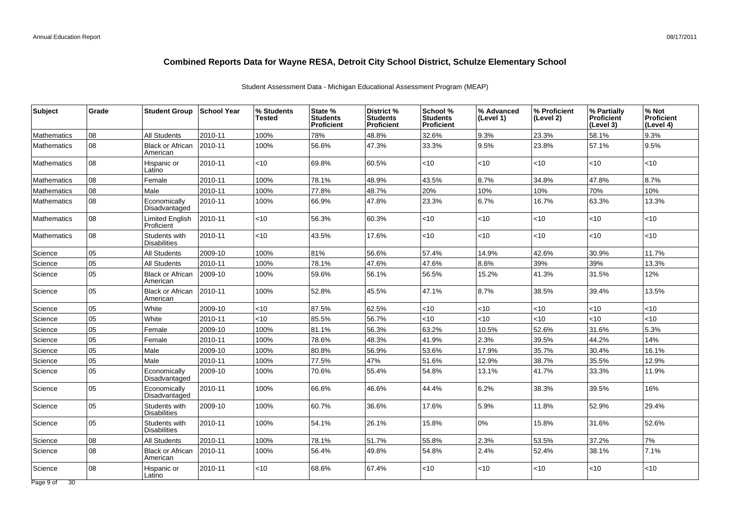# Combined Reports Data for Wayne RESA, Detroit City School District, Schulze Elementary School

Student Assessment Data - Michigan Educational Assessment Program (MEAP)

| Subject | Grade | Student Group | School Year | % Students Tested | State % Students Proficient | District % Students Proficient | School % Students Proficient | % Advanced (Level 1) | % Proficient (Level 2) | % Partially Proficient (Level 3) | % Not Proficient (Level 4) |
|---|---|---|---|---|---|---|---|---|---|---|---|
| Mathematics | 08 | All Students | 2010-11 | 100% | 78% | 48.8% | 32.6% | 9.3% | 23.3% | 58.1% | 9.3% |
| Mathematics | 08 | Black or African American | 2010-11 | 100% | 56.6% | 47.3% | 33.3% | 9.5% | 23.8% | 57.1% | 9.5% |
| Mathematics | 08 | Hispanic or Latino | 2010-11 | <10 | 69.8% | 60.5% | <10 | <10 | <10 | <10 | <10 |
| Mathematics | 08 | Female | 2010-11 | 100% | 78.1% | 48.9% | 43.5% | 8.7% | 34.8% | 47.8% | 8.7% |
| Mathematics | 08 | Male | 2010-11 | 100% | 77.8% | 48.7% | 20% | 10% | 10% | 70% | 10% |
| Mathematics | 08 | Economically Disadvantaged | 2010-11 | 100% | 66.9% | 47.8% | 23.3% | 6.7% | 16.7% | 63.3% | 13.3% |
| Mathematics | 08 | Limited English Proficient | 2010-11 | <10 | 56.3% | 60.3% | <10 | <10 | <10 | <10 | <10 |
| Mathematics | 08 | Students with Disabilities | 2010-11 | <10 | 43.5% | 17.6% | <10 | <10 | <10 | <10 | <10 |
| Science | 05 | All Students | 2009-10 | 100% | 81% | 56.6% | 57.4% | 14.9% | 42.6% | 30.9% | 11.7% |
| Science | 05 | All Students | 2010-11 | 100% | 78.1% | 47.6% | 47.6% | 8.6% | 39% | 39% | 13.3% |
| Science | 05 | Black or African American | 2009-10 | 100% | 59.6% | 56.1% | 56.5% | 15.2% | 41.3% | 31.5% | 12% |
| Science | 05 | Black or African American | 2010-11 | 100% | 52.8% | 45.5% | 47.1% | 8.7% | 38.5% | 39.4% | 13.5% |
| Science | 05 | White | 2009-10 | <10 | 87.5% | 62.5% | <10 | <10 | <10 | <10 | <10 |
| Science | 05 | White | 2010-11 | <10 | 85.5% | 56.7% | <10 | <10 | <10 | <10 | <10 |
| Science | 05 | Female | 2009-10 | 100% | 81.1% | 56.3% | 63.2% | 10.5% | 52.6% | 31.6% | 5.3% |
| Science | 05 | Female | 2010-11 | 100% | 78.6% | 48.3% | 41.9% | 2.3% | 39.5% | 44.2% | 14% |
| Science | 05 | Male | 2009-10 | 100% | 80.8% | 56.9% | 53.6% | 17.9% | 35.7% | 30.4% | 16.1% |
| Science | 05 | Male | 2010-11 | 100% | 77.5% | 47% | 51.6% | 12.9% | 38.7% | 35.5% | 12.9% |
| Science | 05 | Economically Disadvantaged | 2009-10 | 100% | 70.6% | 55.4% | 54.8% | 13.1% | 41.7% | 33.3% | 11.9% |
| Science | 05 | Economically Disadvantaged | 2010-11 | 100% | 66.6% | 46.6% | 44.4% | 6.2% | 38.3% | 39.5% | 16% |
| Science | 05 | Students with Disabilities | 2009-10 | 100% | 60.7% | 36.6% | 17.6% | 5.9% | 11.8% | 52.9% | 29.4% |
| Science | 05 | Students with Disabilities | 2010-11 | 100% | 54.1% | 26.1% | 15.8% | 0% | 15.8% | 31.6% | 52.6% |
| Science | 08 | All Students | 2010-11 | 100% | 78.1% | 51.7% | 55.8% | 2.3% | 53.5% | 37.2% | 7% |
| Science | 08 | Black or African American | 2010-11 | 100% | 56.4% | 49.8% | 54.8% | 2.4% | 52.4% | 38.1% | 7.1% |
| Science | 08 | Hispanic or Latino | 2010-11 | <10 | 68.6% | 67.4% | <10 | <10 | <10 | <10 | <10 |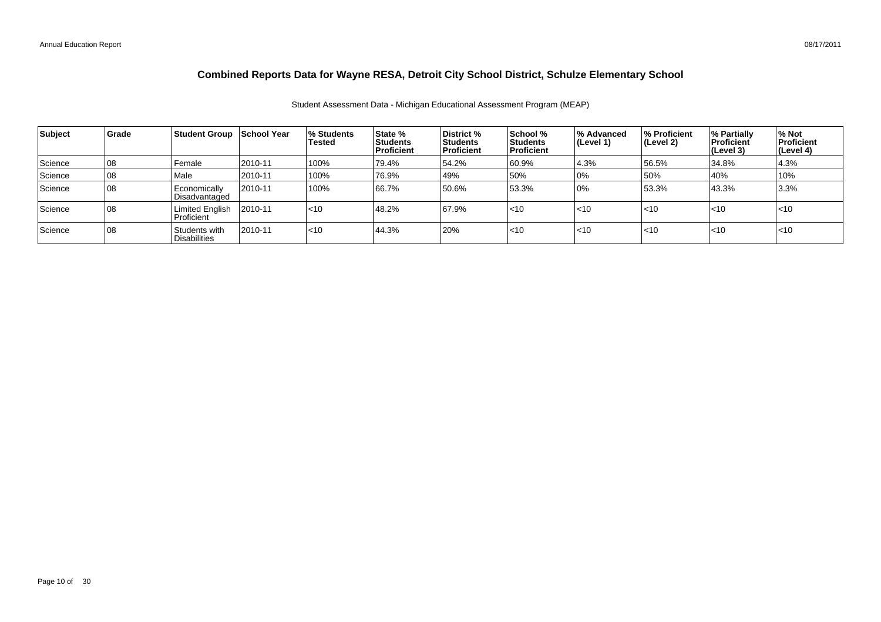# Combined Reports Data for Wayne RESA, Detroit City School District, Schulze Elementary School

Student Assessment Data - Michigan Educational Assessment Program (MEAP)

| Subject | Grade | Student Group | School Year | % Students Tested | State % Students Proficient | District % Students Proficient | School % Students Proficient | % Advanced (Level 1) | % Proficient (Level 2) | % Partially Proficient (Level 3) | % Not Proficient (Level 4) |
|---|---|---|---|---|---|---|---|---|---|---|---|
| Science | 08 | Female | 2010-11 | 100% | 79.4% | 54.2% | 60.9% | 4.3% | 56.5% | 34.8% | 4.3% |
| Science | 08 | Male | 2010-11 | 100% | 76.9% | 49% | 50% | 0% | 50% | 40% | 10% |
| Science | 08 | Economically Disadvantaged | 2010-11 | 100% | 66.7% | 50.6% | 53.3% | 0% | 53.3% | 43.3% | 3.3% |
| Science | 08 | Limited English Proficient | 2010-11 | <10 | 48.2% | 67.9% | <10 | <10 | <10 | <10 | <10 |
| Science | 08 | Students with Disabilities | 2010-11 | <10 | 44.3% | 20% | <10 | <10 | <10 | <10 | <10 |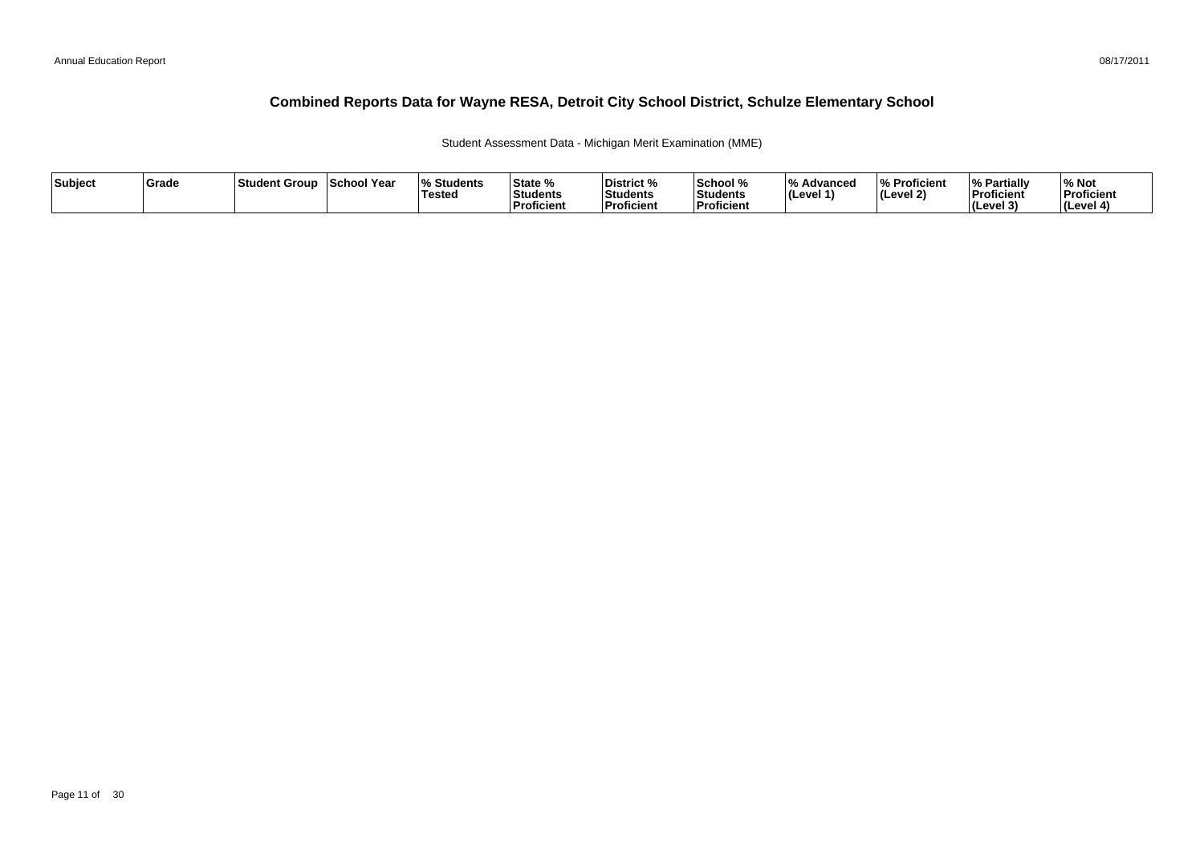# Combined Reports Data for Wayne RESA, Detroit City School District, Schulze Elementary School

Student Assessment Data - Michigan Merit Examination (MME)

| Subject | Grade | Student Group | School Year | % Students Tested | State % Students Proficient | District % Students Proficient | School % Students Proficient | % Advanced (Level 1) | % Proficient (Level 2) | % Partially Proficient (Level 3) | % Not Proficient (Level 4) |
|---|---|---|---|---|---|---|---|---|---|---|---|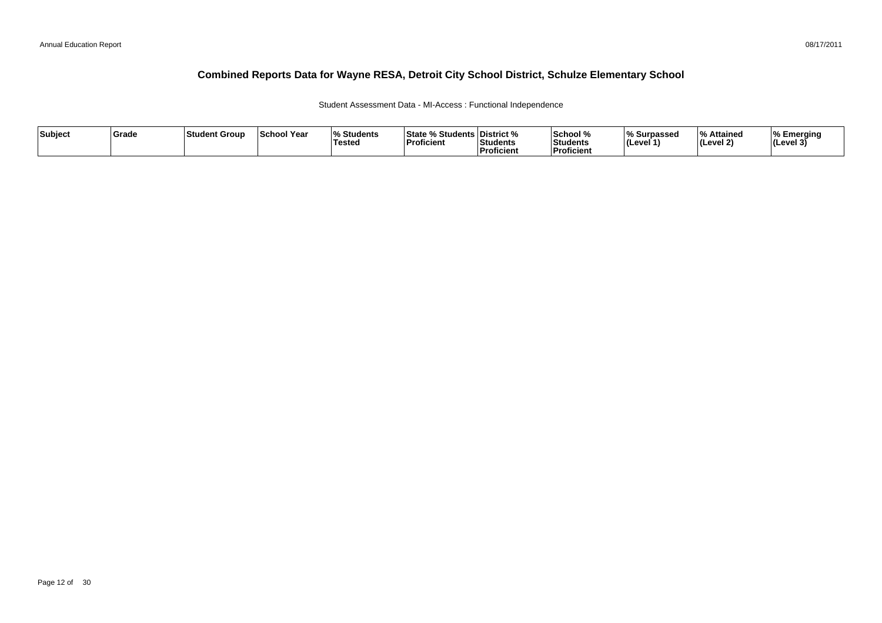# Combined Reports Data for Wayne RESA, Detroit City School District, Schulze Elementary School

Student Assessment Data - MI-Access : Functional Independence

| Subject | Grade | Student Group | School Year | % Students Tested | State % Students Proficient | District % Students Proficient | School % Students Proficient | % Surpassed (Level 1) | % Attained (Level 2) | % Emerging (Level 3) |
|---|---|---|---|---|---|---|---|---|---|---|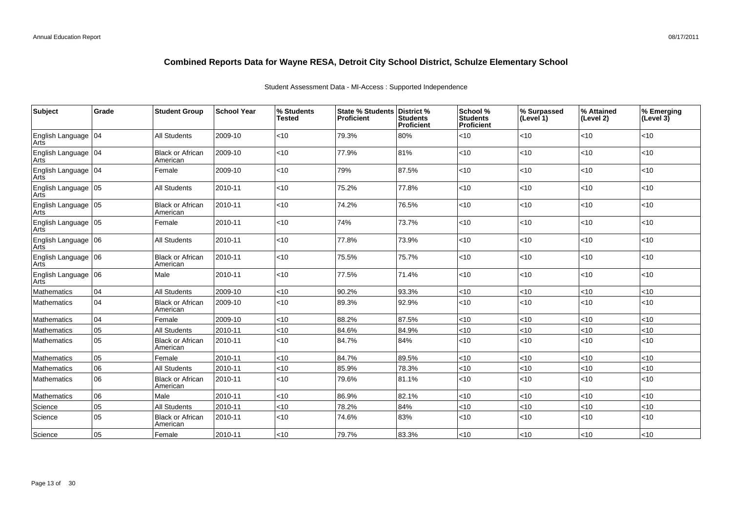# Combined Reports Data for Wayne RESA, Detroit City School District, Schulze Elementary School

Student Assessment Data - MI-Access : Supported Independence

| Subject | Grade | Student Group | School Year | % Students Tested | State % Students Proficient | District % Students Proficient | School % Students Proficient | % Surpassed (Level 1) | % Attained (Level 2) | % Emerging (Level 3) |
|---|---|---|---|---|---|---|---|---|---|---|
| English Language Arts | 04 | All Students | 2009-10 | <10 | 79.3% | 80% | <10 | <10 | <10 | <10 |
| English Language Arts | 04 | Black or African American | 2009-10 | <10 | 77.9% | 81% | <10 | <10 | <10 | <10 |
| English Language Arts | 04 | Female | 2009-10 | <10 | 79% | 87.5% | <10 | <10 | <10 | <10 |
| English Language Arts | 05 | All Students | 2010-11 | <10 | 75.2% | 77.8% | <10 | <10 | <10 | <10 |
| English Language Arts | 05 | Black or African American | 2010-11 | <10 | 74.2% | 76.5% | <10 | <10 | <10 | <10 |
| English Language Arts | 05 | Female | 2010-11 | <10 | 74% | 73.7% | <10 | <10 | <10 | <10 |
| English Language Arts | 06 | All Students | 2010-11 | <10 | 77.8% | 73.9% | <10 | <10 | <10 | <10 |
| English Language Arts | 06 | Black or African American | 2010-11 | <10 | 75.5% | 75.7% | <10 | <10 | <10 | <10 |
| English Language Arts | 06 | Male | 2010-11 | <10 | 77.5% | 71.4% | <10 | <10 | <10 | <10 |
| Mathematics | 04 | All Students | 2009-10 | <10 | 90.2% | 93.3% | <10 | <10 | <10 | <10 |
| Mathematics | 04 | Black or African American | 2009-10 | <10 | 89.3% | 92.9% | <10 | <10 | <10 | <10 |
| Mathematics | 04 | Female | 2009-10 | <10 | 88.2% | 87.5% | <10 | <10 | <10 | <10 |
| Mathematics | 05 | All Students | 2010-11 | <10 | 84.6% | 84.9% | <10 | <10 | <10 | <10 |
| Mathematics | 05 | Black or African American | 2010-11 | <10 | 84.7% | 84% | <10 | <10 | <10 | <10 |
| Mathematics | 05 | Female | 2010-11 | <10 | 84.7% | 89.5% | <10 | <10 | <10 | <10 |
| Mathematics | 06 | All Students | 2010-11 | <10 | 85.9% | 78.3% | <10 | <10 | <10 | <10 |
| Mathematics | 06 | Black or African American | 2010-11 | <10 | 79.6% | 81.1% | <10 | <10 | <10 | <10 |
| Mathematics | 06 | Male | 2010-11 | <10 | 86.9% | 82.1% | <10 | <10 | <10 | <10 |
| Science | 05 | All Students | 2010-11 | <10 | 78.2% | 84% | <10 | <10 | <10 | <10 |
| Science | 05 | Black or African American | 2010-11 | <10 | 74.6% | 83% | <10 | <10 | <10 | <10 |
| Science | 05 | Female | 2010-11 | <10 | 79.7% | 83.3% | <10 | <10 | <10 | <10 |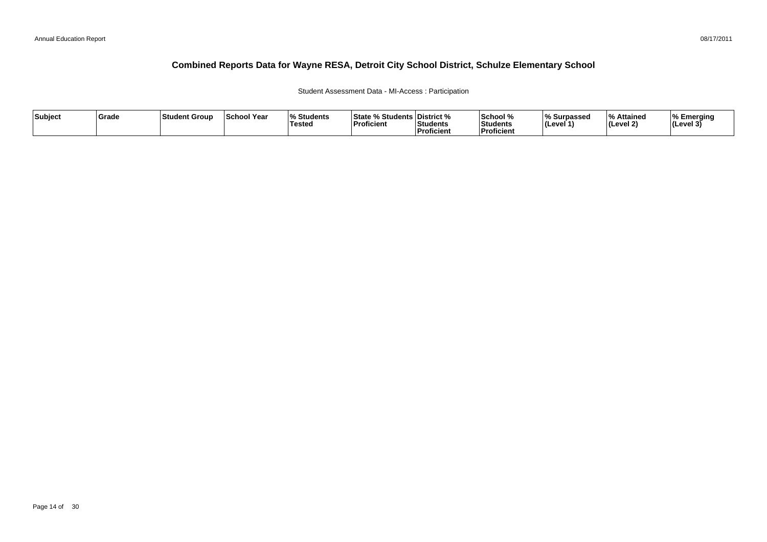# Combined Reports Data for Wayne RESA, Detroit City School District, Schulze Elementary School

Student Assessment Data - MI-Access : Participation

| Subject | Grade | Student Group | School Year | % Students Tested | State % Students Proficient | District % Students Proficient | School % Students Proficient | % Surpassed (Level 1) | % Attained (Level 2) | % Emerging (Level 3) |
|---|---|---|---|---|---|---|---|---|---|---|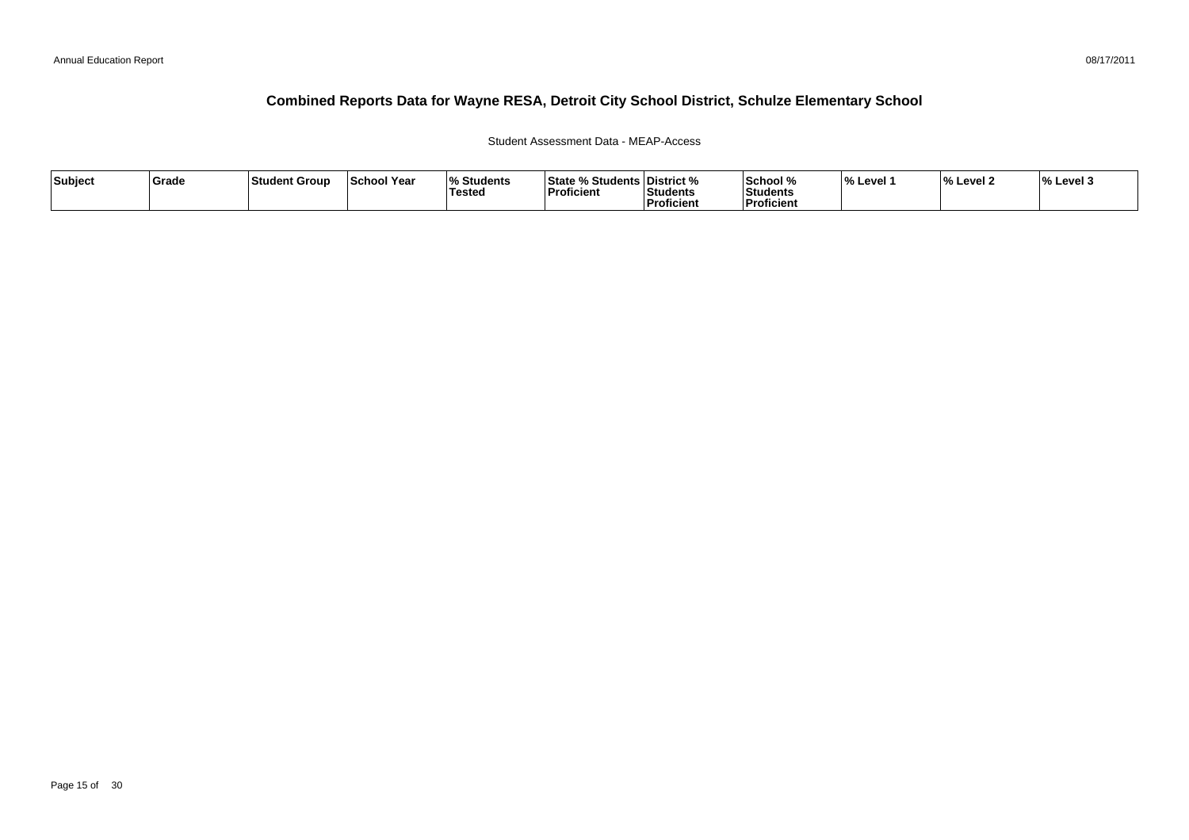# Combined Reports Data for Wayne RESA, Detroit City School District, Schulze Elementary School

Student Assessment Data - MEAP-Access

| Subject | Grade | Student Group | School Year | % Students Tested | State % Students Proficient | District % Students Proficient | School % Students Proficient | % Level 1 | % Level 2 | % Level 3 |
|---|---|---|---|---|---|---|---|---|---|---|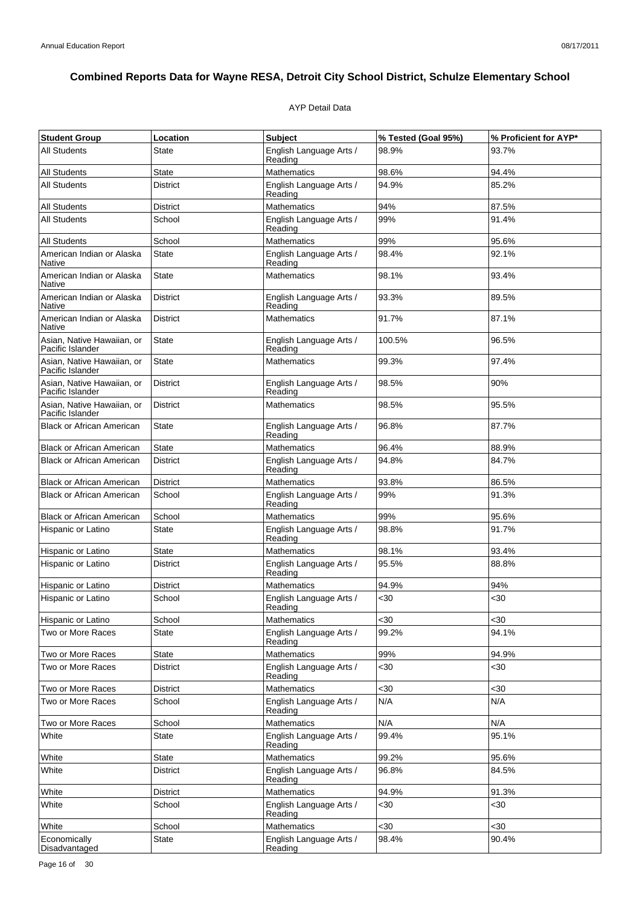# Combined Reports Data for Wayne RESA, Detroit City School District, Schulze Elementary School

AYP Detail Data

| Student Group | Location | Subject | % Tested (Goal 95%) | % Proficient for AYP* |
|---|---|---|---|---|
| All Students | State | English Language Arts / Reading | 98.9% | 93.7% |
| All Students | State | Mathematics | 98.6% | 94.4% |
| All Students | District | English Language Arts / Reading | 94.9% | 85.2% |
| All Students | District | Mathematics | 94% | 87.5% |
| All Students | School | English Language Arts / Reading | 99% | 91.4% |
| All Students | School | Mathematics | 99% | 95.6% |
| American Indian or Alaska Native | State | English Language Arts / Reading | 98.4% | 92.1% |
| American Indian or Alaska Native | State | Mathematics | 98.1% | 93.4% |
| American Indian or Alaska Native | District | English Language Arts / Reading | 93.3% | 89.5% |
| American Indian or Alaska Native | District | Mathematics | 91.7% | 87.1% |
| Asian, Native Hawaiian, or Pacific Islander | State | English Language Arts / Reading | 100.5% | 96.5% |
| Asian, Native Hawaiian, or Pacific Islander | State | Mathematics | 99.3% | 97.4% |
| Asian, Native Hawaiian, or Pacific Islander | District | English Language Arts / Reading | 98.5% | 90% |
| Asian, Native Hawaiian, or Pacific Islander | District | Mathematics | 98.5% | 95.5% |
| Black or African American | State | English Language Arts / Reading | 96.8% | 87.7% |
| Black or African American | State | Mathematics | 96.4% | 88.9% |
| Black or African American | District | English Language Arts / Reading | 94.8% | 84.7% |
| Black or African American | District | Mathematics | 93.8% | 86.5% |
| Black or African American | School | English Language Arts / Reading | 99% | 91.3% |
| Black or African American | School | Mathematics | 99% | 95.6% |
| Hispanic or Latino | State | English Language Arts / Reading | 98.8% | 91.7% |
| Hispanic or Latino | State | Mathematics | 98.1% | 93.4% |
| Hispanic or Latino | District | English Language Arts / Reading | 95.5% | 88.8% |
| Hispanic or Latino | District | Mathematics | 94.9% | 94% |
| Hispanic or Latino | School | English Language Arts / Reading | <30 | <30 |
| Hispanic or Latino | School | Mathematics | <30 | <30 |
| Two or More Races | State | English Language Arts / Reading | 99.2% | 94.1% |
| Two or More Races | State | Mathematics | 99% | 94.9% |
| Two or More Races | District | English Language Arts / Reading | <30 | <30 |
| Two or More Races | District | Mathematics | <30 | <30 |
| Two or More Races | School | English Language Arts / Reading | N/A | N/A |
| Two or More Races | School | Mathematics | N/A | N/A |
| White | State | English Language Arts / Reading | 99.4% | 95.1% |
| White | State | Mathematics | 99.2% | 95.6% |
| White | District | English Language Arts / Reading | 96.8% | 84.5% |
| White | District | Mathematics | 94.9% | 91.3% |
| White | School | English Language Arts / Reading | <30 | <30 |
| White | School | Mathematics | <30 | <30 |
| Economically Disadvantaged | State | English Language Arts / Reading | 98.4% | 90.4% |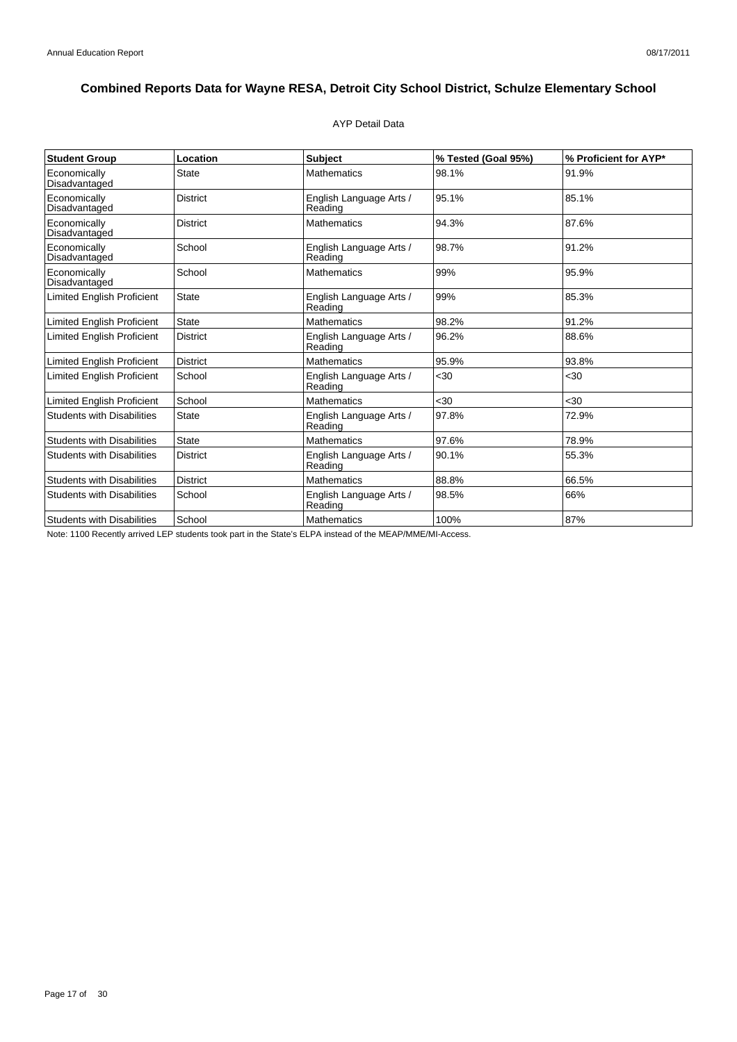# Combined Reports Data for Wayne RESA, Detroit City School District, Schulze Elementary School

AYP Detail Data

| Student Group | Location | Subject | % Tested (Goal 95%) | % Proficient for AYP* |
|---|---|---|---|---|
| Economically Disadvantaged | State | Mathematics | 98.1% | 91.9% |
| Economically Disadvantaged | District | English Language Arts / Reading | 95.1% | 85.1% |
| Economically Disadvantaged | District | Mathematics | 94.3% | 87.6% |
| Economically Disadvantaged | School | English Language Arts / Reading | 98.7% | 91.2% |
| Economically Disadvantaged | School | Mathematics | 99% | 95.9% |
| Limited English Proficient | State | English Language Arts / Reading | 99% | 85.3% |
| Limited English Proficient | State | Mathematics | 98.2% | 91.2% |
| Limited English Proficient | District | English Language Arts / Reading | 96.2% | 88.6% |
| Limited English Proficient | District | Mathematics | 95.9% | 93.8% |
| Limited English Proficient | School | English Language Arts / Reading | <30 | <30 |
| Limited English Proficient | School | Mathematics | <30 | <30 |
| Students with Disabilities | State | English Language Arts / Reading | 97.8% | 72.9% |
| Students with Disabilities | State | Mathematics | 97.6% | 78.9% |
| Students with Disabilities | District | English Language Arts / Reading | 90.1% | 55.3% |
| Students with Disabilities | District | Mathematics | 88.8% | 66.5% |
| Students with Disabilities | School | English Language Arts / Reading | 98.5% | 66% |
| Students with Disabilities | School | Mathematics | 100% | 87% |

Note: 1100 Recently arrived LEP students took part in the State's ELPA instead of the MEAP/MME/MI-Access.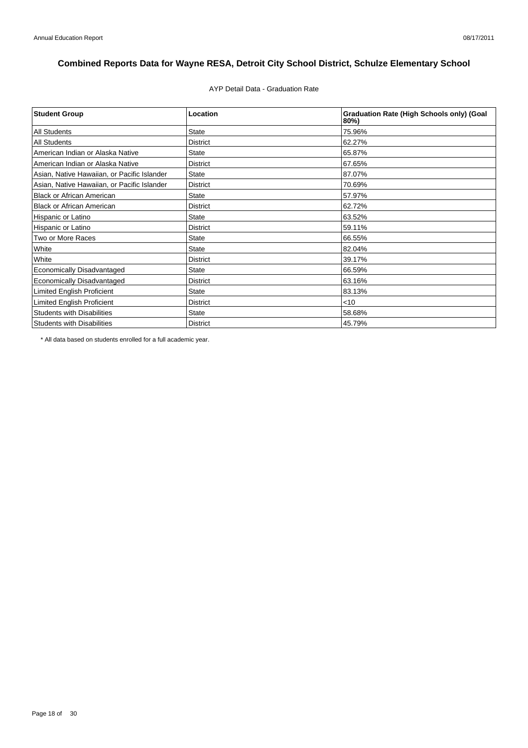# Combined Reports Data for Wayne RESA, Detroit City School District, Schulze Elementary School

AYP Detail Data - Graduation Rate

| Student Group | Location | Graduation Rate (High Schools only) (Goal 80%) |
|---|---|---|
| All Students | State | 75.96% |
| All Students | District | 62.27% |
| American Indian or Alaska Native | State | 65.87% |
| American Indian or Alaska Native | District | 67.65% |
| Asian, Native Hawaiian, or Pacific Islander | State | 87.07% |
| Asian, Native Hawaiian, or Pacific Islander | District | 70.69% |
| Black or African American | State | 57.97% |
| Black or African American | District | 62.72% |
| Hispanic or Latino | State | 63.52% |
| Hispanic or Latino | District | 59.11% |
| Two or More Races | State | 66.55% |
| White | State | 82.04% |
| White | District | 39.17% |
| Economically Disadvantaged | State | 66.59% |
| Economically Disadvantaged | District | 63.16% |
| Limited English Proficient | State | 83.13% |
| Limited English Proficient | District | <10 |
| Students with Disabilities | State | 58.68% |
| Students with Disabilities | District | 45.79% |

\* All data based on students enrolled for a full academic year.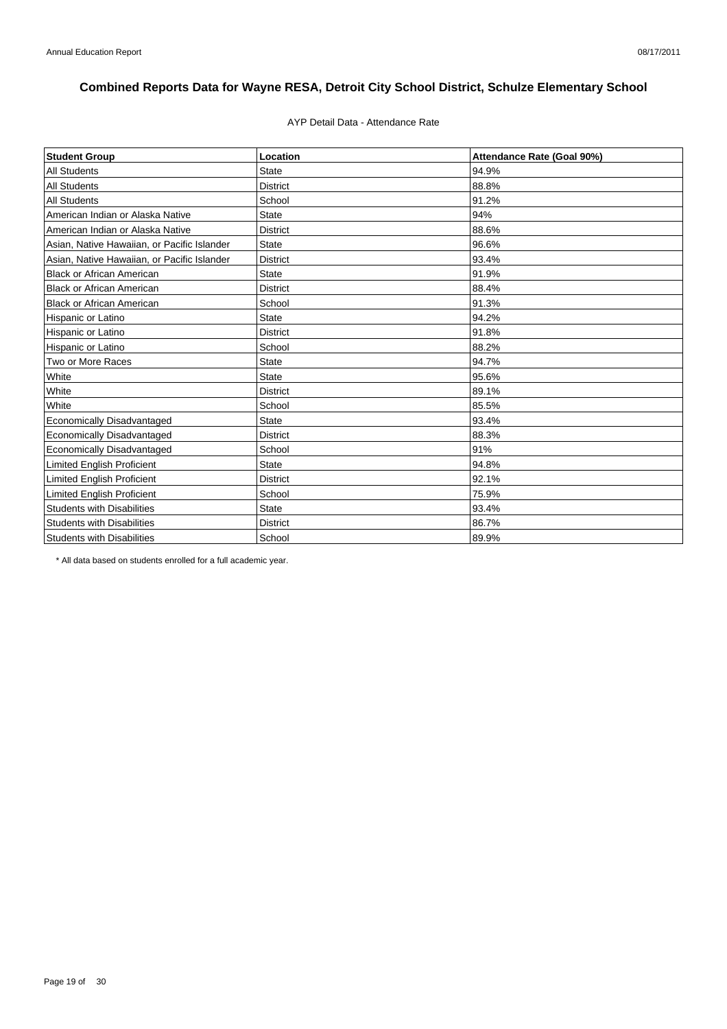# Combined Reports Data for Wayne RESA, Detroit City School District, Schulze Elementary School

AYP Detail Data - Attendance Rate

| Student Group | Location | Attendance Rate (Goal 90%) |
|---|---|---|
| All Students | State | 94.9% |
| All Students | District | 88.8% |
| All Students | School | 91.2% |
| American Indian or Alaska Native | State | 94% |
| American Indian or Alaska Native | District | 88.6% |
| Asian, Native Hawaiian, or Pacific Islander | State | 96.6% |
| Asian, Native Hawaiian, or Pacific Islander | District | 93.4% |
| Black or African American | State | 91.9% |
| Black or African American | District | 88.4% |
| Black or African American | School | 91.3% |
| Hispanic or Latino | State | 94.2% |
| Hispanic or Latino | District | 91.8% |
| Hispanic or Latino | School | 88.2% |
| Two or More Races | State | 94.7% |
| White | State | 95.6% |
| White | District | 89.1% |
| White | School | 85.5% |
| Economically Disadvantaged | State | 93.4% |
| Economically Disadvantaged | District | 88.3% |
| Economically Disadvantaged | School | 91% |
| Limited English Proficient | State | 94.8% |
| Limited English Proficient | District | 92.1% |
| Limited English Proficient | School | 75.9% |
| Students with Disabilities | State | 93.4% |
| Students with Disabilities | District | 86.7% |
| Students with Disabilities | School | 89.9% |

* All data based on students enrolled for a full academic year.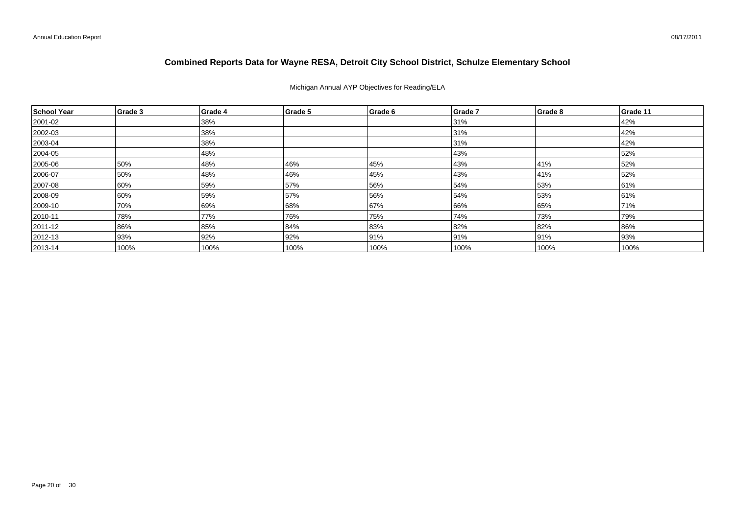# Combined Reports Data for Wayne RESA, Detroit City School District, Schulze Elementary School

Michigan Annual AYP Objectives for Reading/ELA

| School Year | Grade 3 | Grade 4 | Grade 5 | Grade 6 | Grade 7 | Grade 8 | Grade 11 |
|---|---|---|---|---|---|---|---|
| 2001-02 | | 38% | | | 31% | | 42% |
| 2002-03 | | 38% | | | 31% | | 42% |
| 2003-04 | | 38% | | | 31% | | 42% |
| 2004-05 | | 48% | | | 43% | | 52% |
| 2005-06 | 50% | 48% | 46% | 45% | 43% | 41% | 52% |
| 2006-07 | 50% | 48% | 46% | 45% | 43% | 41% | 52% |
| 2007-08 | 60% | 59% | 57% | 56% | 54% | 53% | 61% |
| 2008-09 | 60% | 59% | 57% | 56% | 54% | 53% | 61% |
| 2009-10 | 70% | 69% | 68% | 67% | 66% | 65% | 71% |
| 2010-11 | 78% | 77% | 76% | 75% | 74% | 73% | 79% |
| 2011-12 | 86% | 85% | 84% | 83% | 82% | 82% | 86% |
| 2012-13 | 93% | 92% | 92% | 91% | 91% | 91% | 93% |
| 2013-14 | 100% | 100% | 100% | 100% | 100% | 100% | 100% |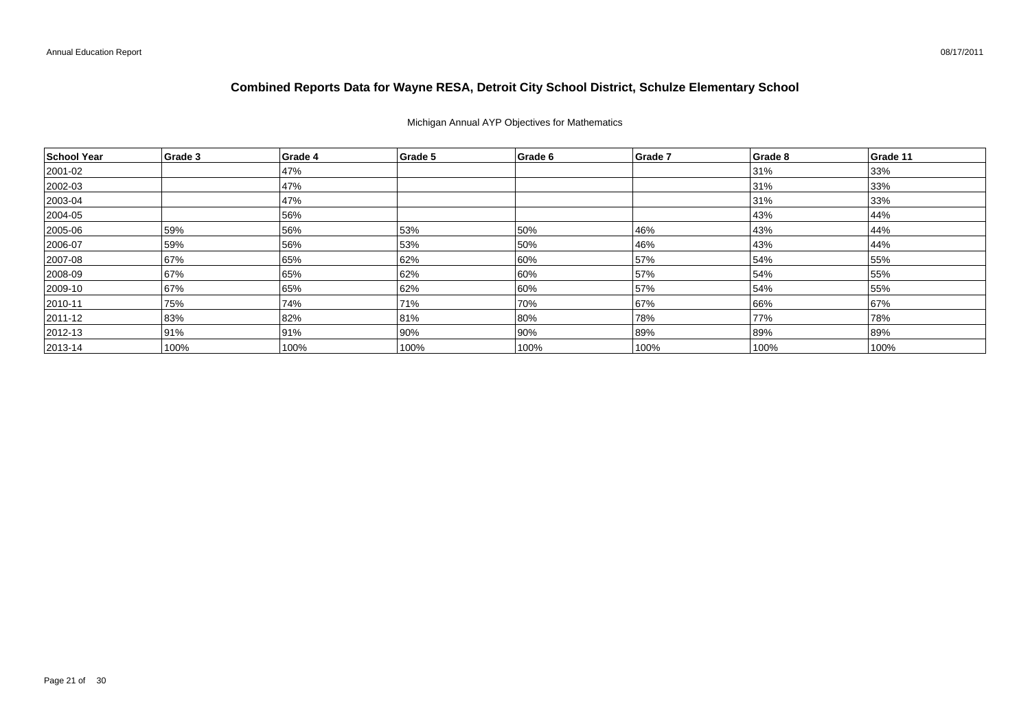# Combined Reports Data for Wayne RESA, Detroit City School District, Schulze Elementary School

Michigan Annual AYP Objectives for Mathematics

| School Year | Grade 3 | Grade 4 | Grade 5 | Grade 6 | Grade 7 | Grade 8 | Grade 11 |
|---|---|---|---|---|---|---|---|
| 2001-02 | | 47% | | | | 31% | 33% |
| 2002-03 | | 47% | | | | 31% | 33% |
| 2003-04 | | 47% | | | | 31% | 33% |
| 2004-05 | | 56% | | | | 43% | 44% |
| 2005-06 | 59% | 56% | 53% | 50% | 46% | 43% | 44% |
| 2006-07 | 59% | 56% | 53% | 50% | 46% | 43% | 44% |
| 2007-08 | 67% | 65% | 62% | 60% | 57% | 54% | 55% |
| 2008-09 | 67% | 65% | 62% | 60% | 57% | 54% | 55% |
| 2009-10 | 67% | 65% | 62% | 60% | 57% | 54% | 55% |
| 2010-11 | 75% | 74% | 71% | 70% | 67% | 66% | 67% |
| 2011-12 | 83% | 82% | 81% | 80% | 78% | 77% | 78% |
| 2012-13 | 91% | 91% | 90% | 90% | 89% | 89% | 89% |
| 2013-14 | 100% | 100% | 100% | 100% | 100% | 100% | 100% |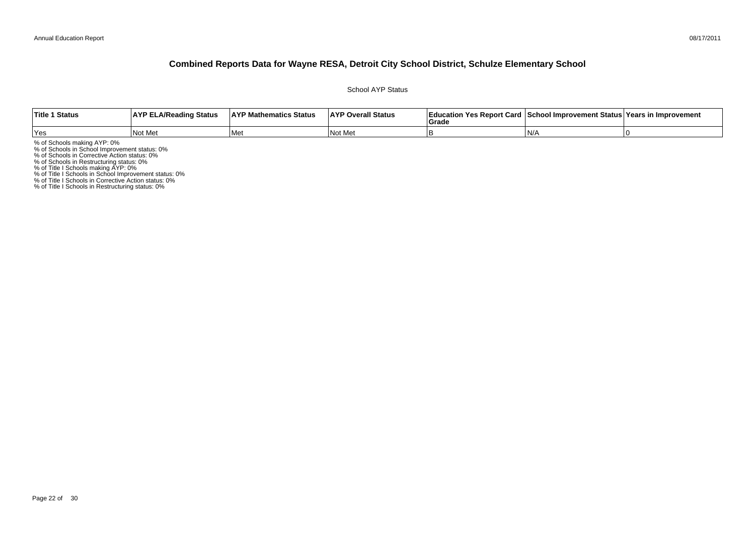# Combined Reports Data for Wayne RESA, Detroit City School District, Schulze Elementary School

School AYP Status

| Title 1 Status | AYP ELA/Reading Status | AYP Mathematics Status | AYP Overall Status | Education Yes Report Card Grade | School Improvement Status | Years in Improvement |
|---|---|---|---|---|---|---|
| Yes | Not Met | Met | Not Met | B | N/A | 0 |

% of Schools making AYP: 0%
% of Schools in School Improvement status: 0%
% of Schools in Corrective Action status: 0%
% of Schools in Restructuring status: 0%
% of Title I Schools making AYP: 0%
% of Title I Schools in School Improvement status: 0%
% of Title I Schools in Corrective Action status: 0%
% of Title I Schools in Restructuring status: 0%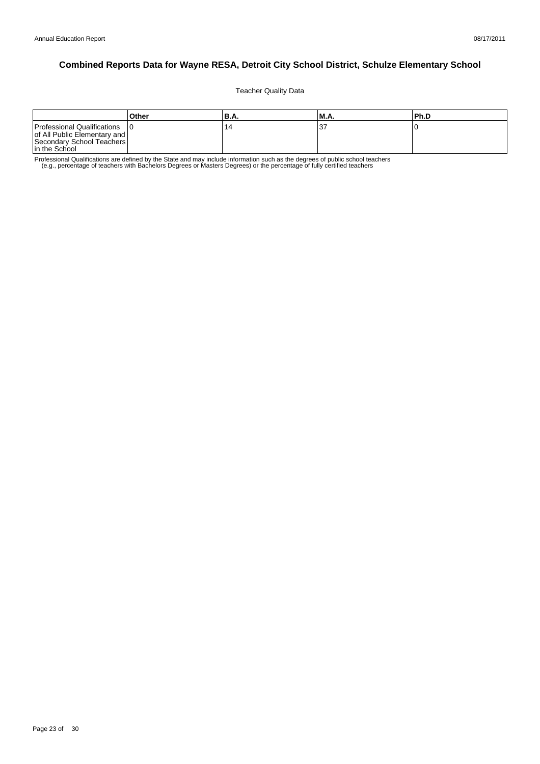## Combined Reports Data for Wayne RESA, Detroit City School District, Schulze Elementary School

Teacher Quality Data

| | Other | B.A. | M.A. | Ph.D |
|---|---|---|---|---|
| Professional Qualifications of All Public Elementary and Secondary School Teachers in the School | 0 | 14 | 37 | 0 |

Professional Qualifications are defined by the State and may include information such as the degrees of public school teachers (e.g., percentage of teachers with Bachelors Degrees or Masters Degrees) or the percentage of fully certified teachers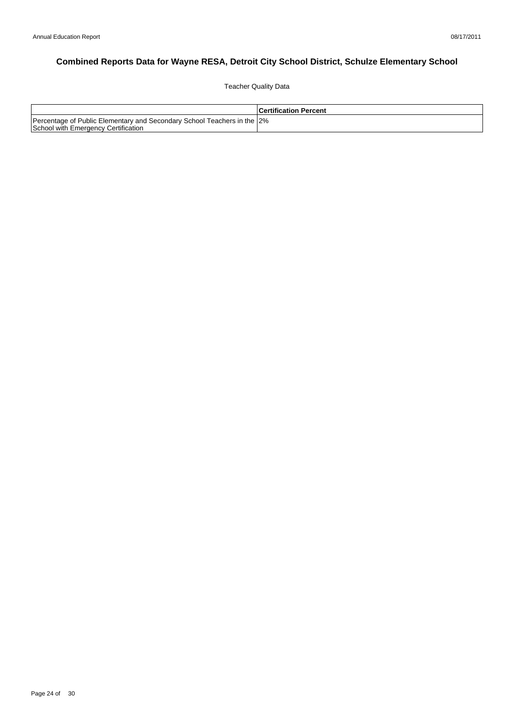# Combined Reports Data for Wayne RESA, Detroit City School District, Schulze Elementary School

Teacher Quality Data

| | Certification Percent |
|---|---|
| Percentage of Public Elementary and Secondary School Teachers in the School with Emergency Certification | 2% |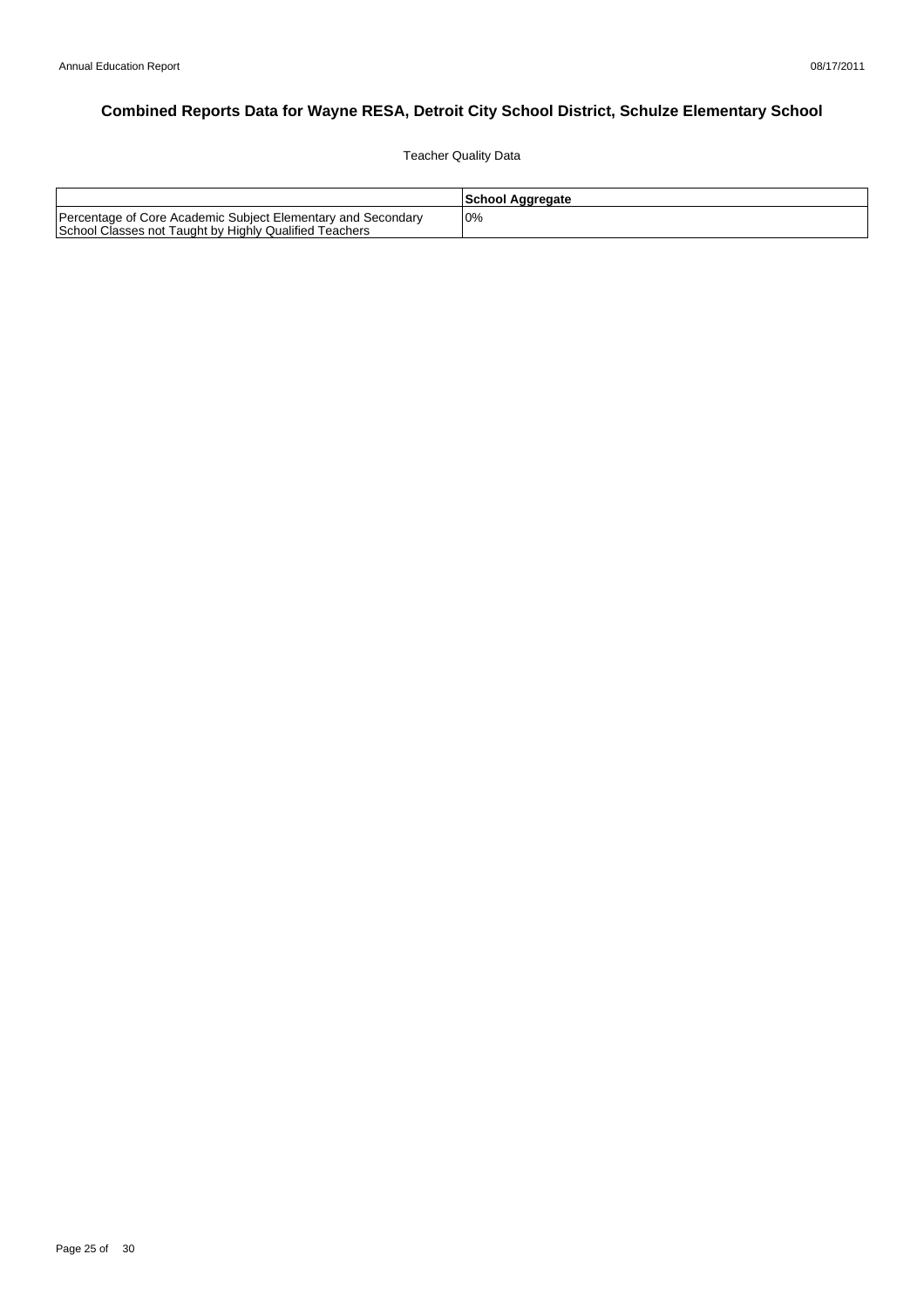# Combined Reports Data for Wayne RESA, Detroit City School District, Schulze Elementary School

Teacher Quality Data

| | School Aggregate |
|---|---|
| Percentage of Core Academic Subject Elementary and Secondary School Classes not Taught by Highly Qualified Teachers | 0% |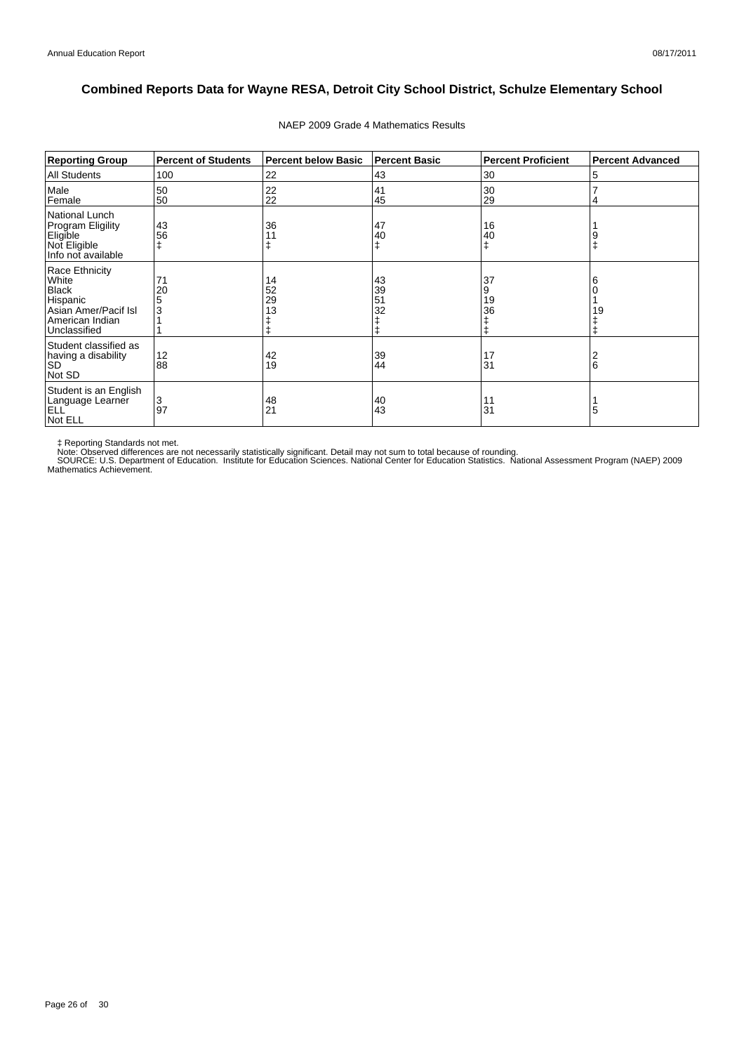# Combined Reports Data for Wayne RESA, Detroit City School District, Schulze Elementary School

NAEP 2009 Grade 4 Mathematics Results

| Reporting Group | Percent of Students | Percent below Basic | Percent Basic | Percent Proficient | Percent Advanced |
|---|---|---|---|---|---|
| All Students | 100 | 22 | 43 | 30 | 5 |
| Male | 50 | 22 | 41 | 30 | 7 |
| Female | 50 | 22 | 45 | 29 | 4 |
| National Lunch Program Eligility | | | | | |
| Eligible | 43 | 36 | 47 | 16 | 1 |
| Not Eligible | 56 | 11 | 40 | 40 | 9 |
| Info not available | ‡ | ‡ | ‡ | ‡ | ‡ |
| Race Ethnicity | | | | | |
| White | 71 | 14 | 43 | 37 | 6 |
| Black | 20 | 52 | 39 | 9 | 0 |
| Hispanic | 5 | 29 | 51 | 19 | 1 |
| Asian Amer/Pacif Isl | 3 | 13 | 32 | 36 | 19 |
| American Indian | 1 | ‡ | ‡ | ‡ | ‡ |
| Unclassified | 1 | ‡ | ‡ | ‡ | ‡ |
| Student classified as having a disability | | | | | |
| SD | 12 | 42 | 39 | 17 | 2 |
| Not SD | 88 | 19 | 44 | 31 | 6 |
| Student is an English Language Learner | | | | | |
| ELL | 3 | 48 | 40 | 11 | 1 |
| Not ELL | 97 | 21 | 43 | 31 | 5 |

‡ Reporting Standards not met.
Note: Observed differences are not necessarily statistically significant. Detail may not sum to total because of rounding.
SOURCE: U.S. Department of Education. Institute for Education Sciences. National Center for Education Statistics. National Assessment Program (NAEP) 2009 Mathematics Achievement.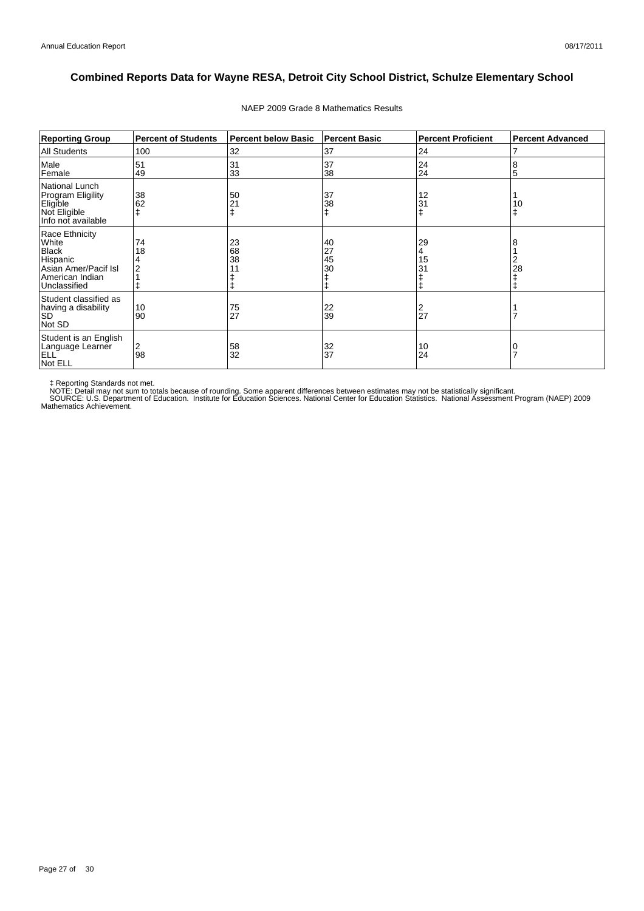# Combined Reports Data for Wayne RESA, Detroit City School District, Schulze Elementary School

NAEP 2009 Grade 8 Mathematics Results

| Reporting Group | Percent of Students | Percent below Basic | Percent Basic | Percent Proficient | Percent Advanced |
|---|---|---|---|---|---|
| All Students | 100 | 32 | 37 | 24 | 7 |
| Male | 51 | 31 | 37 | 24 | 8 |
| Female | 49 | 33 | 38 | 24 | 5 |
| National Lunch Program Eligility | | | | | |
| Eligible | 38 | 50 | 37 | 12 | 1 |
| Not Eligible | 62 | 21 | 38 | 31 | 10 |
| Info not available | ‡ | ‡ | ‡ | ‡ | ‡ |
| Race Ethnicity | | | | | |
| White | 74 | 23 | 40 | 29 | 8 |
| Black | 18 | 68 | 27 | 4 | 1 |
| Hispanic | 4 | 38 | 45 | 15 | 2 |
| Asian Amer/Pacif Isl | 2 | 11 | 30 | 31 | 28 |
| American Indian | 1 | ‡ | ‡ | ‡ | ‡ |
| Unclassified | ‡ | ‡ | ‡ | ‡ | ‡ |
| Student classified as having a disability | | | | | |
| SD | 10 | 75 | 22 | 2 | 1 |
| Not SD | 90 | 27 | 39 | 27 | 7 |
| Student is an English Language Learner | | | | | |
| ELL | 2 | 58 | 32 | 10 | 0 |
| Not ELL | 98 | 32 | 37 | 24 | 7 |

‡ Reporting Standards not met.
NOTE: Detail may not sum to totals because of rounding. Some apparent differences between estimates may not be statistically significant.
SOURCE: U.S. Department of Education. Institute for Education Sciences. National Center for Education Statistics. National Assessment Program (NAEP) 2009 Mathematics Achievement.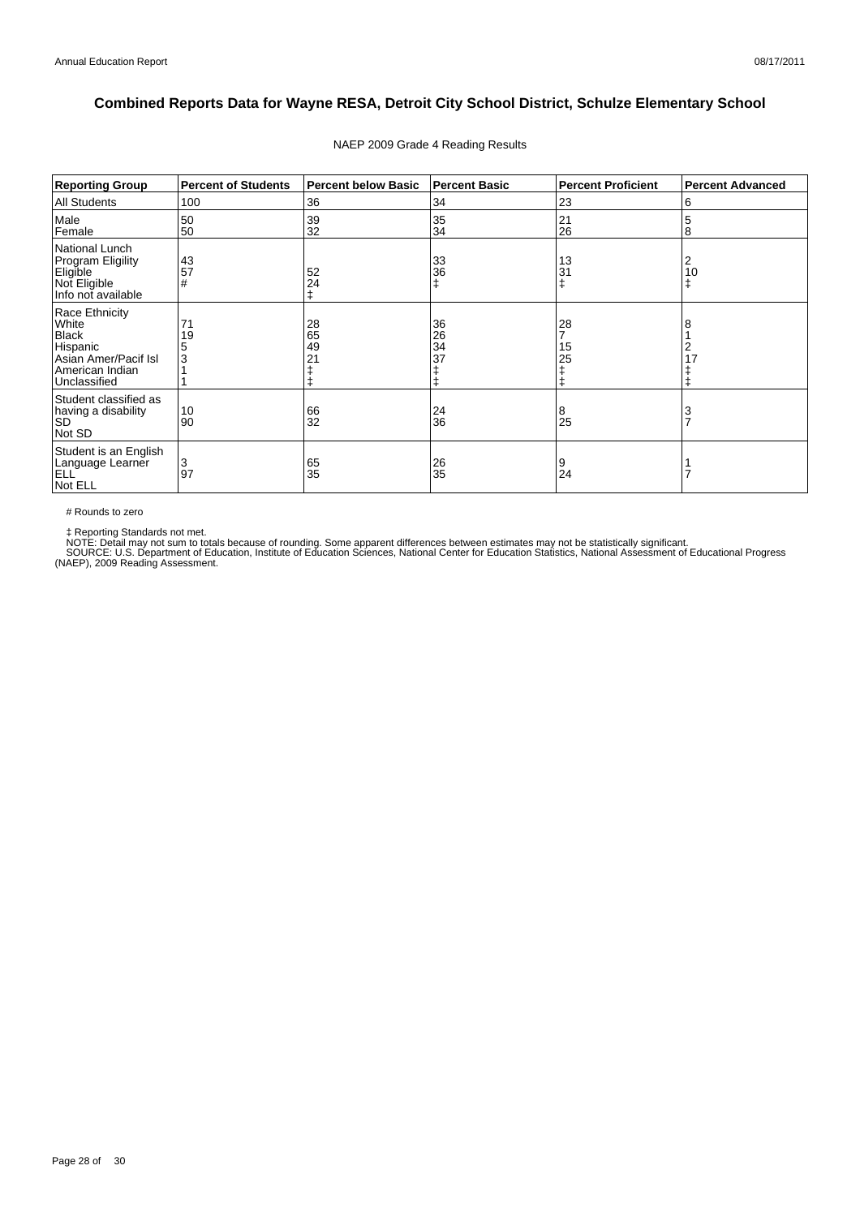# Combined Reports Data for Wayne RESA, Detroit City School District, Schulze Elementary School

NAEP 2009 Grade 4 Reading Results

| Reporting Group | Percent of Students | Percent below Basic | Percent Basic | Percent Proficient | Percent Advanced |
|---|---|---|---|---|---|
| All Students | 100 | 36 | 34 | 23 | 6 |
| Male | 50 | 39 | 35 | 21 | 5 |
| Female | 50 | 32 | 34 | 26 | 8 |
| National Lunch Program Eligility | | | | | |
| Eligible | 43 | 52 | 33 | 13 | 2 |
| Not Eligible | 57 | 24 | 36 | 31 | 10 |
| Info not available | # | ‡ | ‡ | ‡ | ‡ |
| Race Ethnicity | | | | | |
| White | 71 | 28 | 36 | 28 | 8 |
| Black | 19 | 65 | 26 | 7 | 1 |
| Hispanic | 5 | 49 | 34 | 15 | 2 |
| Asian Amer/Pacif Isl | 3 | 21 | 37 | 25 | 17 |
| American Indian | 1 | ‡ | ‡ | ‡ | ‡ |
| Unclassified | 1 | ‡ | ‡ | ‡ | ‡ |
| Student classified as having a disability | | | | | |
| SD | 10 | 66 | 24 | 8 | 3 |
| Not SD | 90 | 32 | 36 | 25 | 7 |
| Student is an English Language Learner | | | | | |
| ELL | 3 | 65 | 26 | 9 | 1 |
| Not ELL | 97 | 35 | 35 | 24 | 7 |

# Rounds to zero

‡ Reporting Standards not met.

NOTE: Detail may not sum to totals because of rounding. Some apparent differences between estimates may not be statistically significant.

SOURCE: U.S. Department of Education, Institute of Education Sciences, National Center for Education Statistics, National Assessment of Educational Progress (NAEP), 2009 Reading Assessment.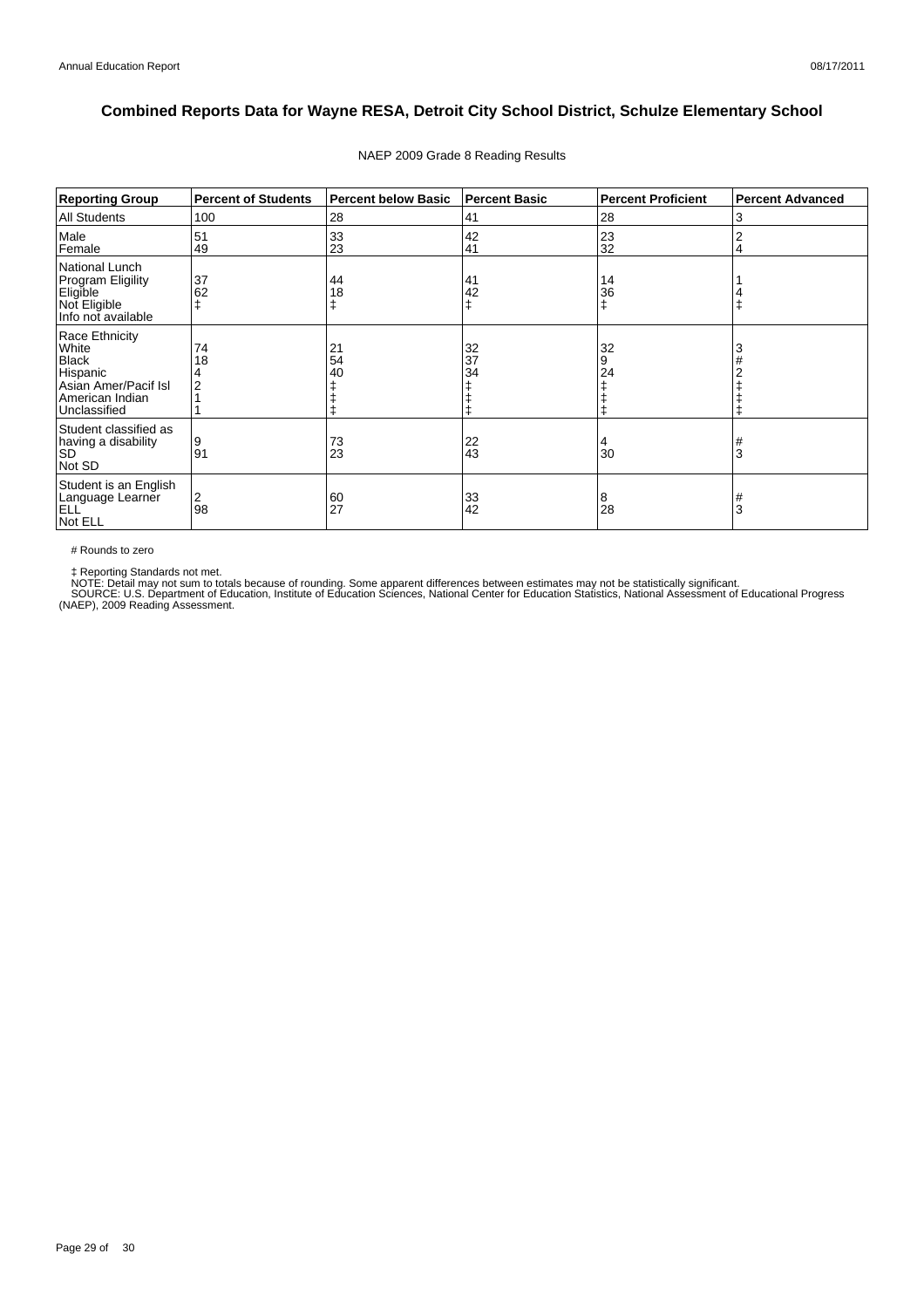# Combined Reports Data for Wayne RESA, Detroit City School District, Schulze Elementary School

NAEP 2009 Grade 8 Reading Results

| Reporting Group | Percent of Students | Percent below Basic | Percent Basic | Percent Proficient | Percent Advanced |
|---|---|---|---|---|---|
| All Students | 100 | 28 | 41 | 28 | 3 |
| Male | 51 | 33 | 42 | 23 | 2 |
| Female | 49 | 23 | 41 | 32 | 4 |
| National Lunch Program Eligility | | | | | |
| Eligible | 37 | 44 | 41 | 14 | 1 |
| Not Eligible | 62 | 18 | 42 | 36 | 4 |
| Info not available | ‡ | ‡ | ‡ | ‡ | ‡ |
| Race Ethnicity | | | | | |
| White | 74 | 21 | 32 | 32 | 3 |
| Black | 18 | 54 | 37 | 9 | # |
| Hispanic | 4 | 40 | 34 | 24 | 2 |
| Asian Amer/Pacif Isl | 2 | ‡ | ‡ | ‡ | ‡ |
| American Indian | 1 | ‡ | ‡ | ‡ | ‡ |
| Unclassified | 1 | ‡ | ‡ | ‡ | ‡ |
| Student classified as having a disability | | | | | |
| SD | 9 | 73 | 22 | 4 | # |
| Not SD | 91 | 23 | 43 | 30 | 3 |
| Student is an English Language Learner | | | | | |
| ELL | 2 | 60 | 33 | 8 | # |
| Not ELL | 98 | 27 | 42 | 28 | 3 |

# Rounds to zero

‡ Reporting Standards not met.

NOTE: Detail may not sum to totals because of rounding. Some apparent differences between estimates may not be statistically significant.

SOURCE: U.S. Department of Education, Institute of Education Sciences, National Center for Education Statistics, National Assessment of Educational Progress (NAEP), 2009 Reading Assessment.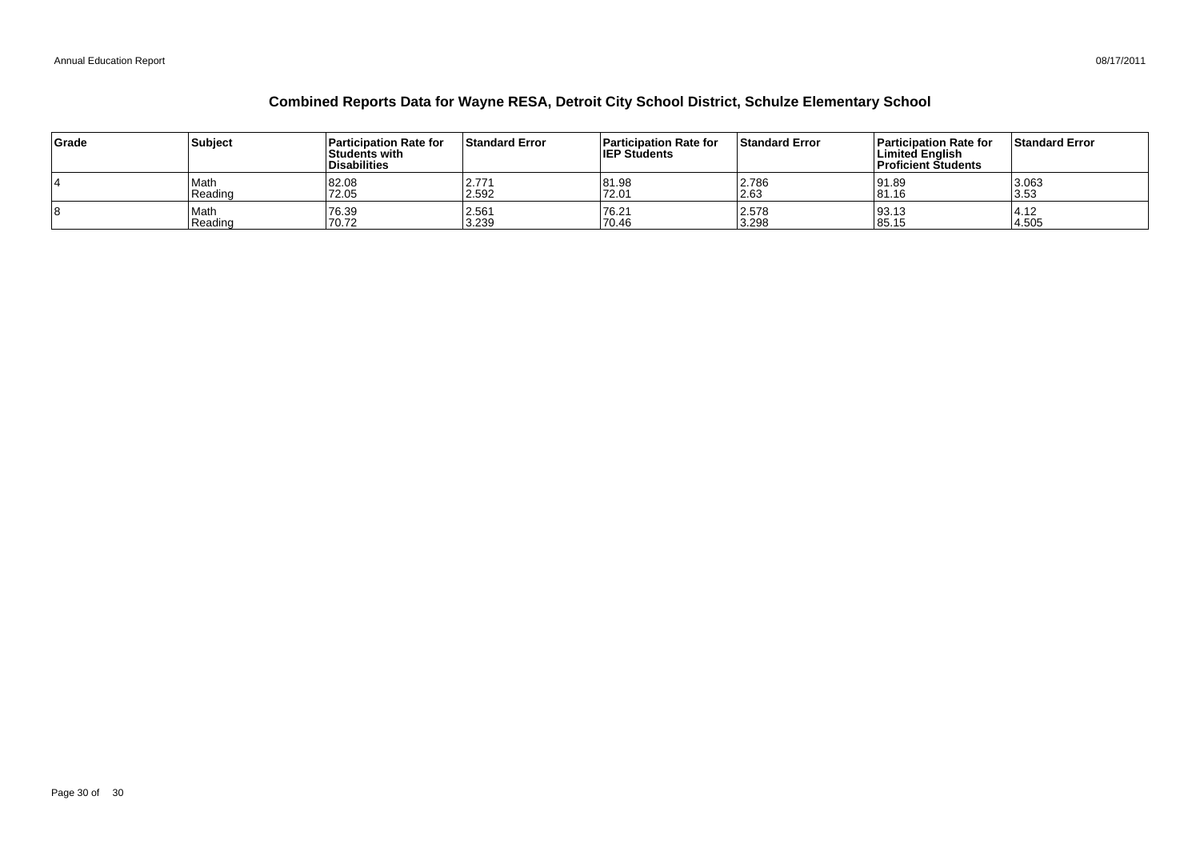## Combined Reports Data for Wayne RESA, Detroit City School District, Schulze Elementary School

| Grade | Subject | Participation Rate for Students with Disabilities | Standard Error | Participation Rate for IEP Students | Standard Error | Participation Rate for Limited English Proficient Students | Standard Error |
|---|---|---|---|---|---|---|---|
| 4 | Math | 82.08 | 2.771 | 81.98 | 2.786 | 91.89 | 3.063 |
| | Reading | 72.05 | 2.592 | 72.01 | 2.63 | 81.16 | 3.53 |
| 8 | Math | 76.39 | 2.561 | 76.21 | 2.578 | 93.13 | 4.12 |
| | Reading | 70.72 | 3.239 | 70.46 | 3.298 | 85.15 | 4.505 |